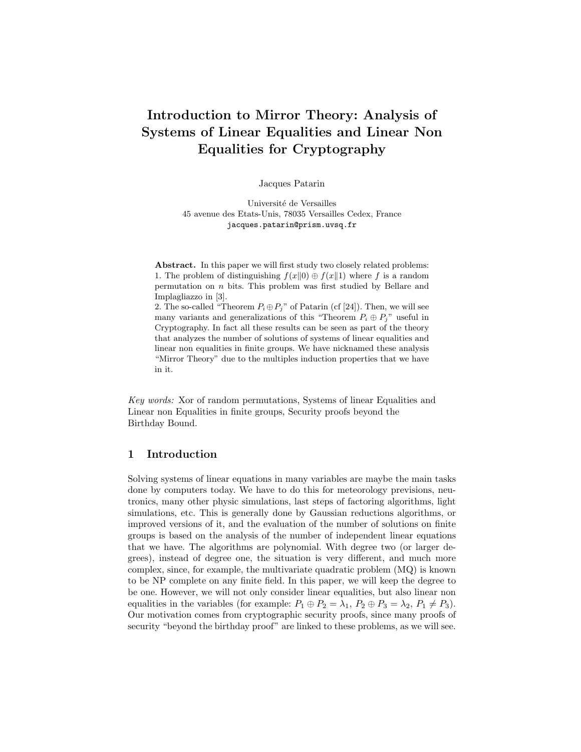# Introduction to Mirror Theory: Analysis of Systems of Linear Equalities and Linear Non Equalities for Cryptography

Jacques Patarin

Université de Versailles
45 avenue des Etats-Unis, 78035 Versailles Cedex, France
jacques.patarin@prism.uvsq.fr

**Abstract.** In this paper we will first study two closely related problems:
1. The problem of distinguishing $f(x\|0) \oplus f(x\|1)$ where $f$ is a random permutation on $n$ bits. This problem was first studied by Bellare and Implagliazzo in [3].
2. The so-called "Theorem $P_i \oplus P_j$" of Patarin (cf [24]). Then, we will see many variants and generalizations of this "Theorem $P_i \oplus P_j$" useful in Cryptography. In fact all these results can be seen as part of the theory that analyzes the number of solutions of systems of linear equalities and linear non equalities in finite groups. We have nicknamed these analysis "Mirror Theory" due to the multiples induction properties that we have in it.

*Key words:* Xor of random permutations, Systems of linear Equalities and Linear non Equalities in finite groups, Security proofs beyond the Birthday Bound.

## 1 Introduction

Solving systems of linear equations in many variables are maybe the main tasks done by computers today. We have to do this for meteorology previsions, neutronics, many other physic simulations, last steps of factoring algorithms, light simulations, etc. This is generally done by Gaussian reductions algorithms, or improved versions of it, and the evaluation of the number of solutions on finite groups is based on the analysis of the number of independent linear equations that we have. The algorithms are polynomial. With degree two (or larger degrees), instead of degree one, the situation is very different, and much more complex, since, for example, the multivariate quadratic problem (MQ) is known to be NP complete on any finite field. In this paper, we will keep the degree to be one. However, we will not only consider linear equalities, but also linear non equalities in the variables (for example: $P_1 \oplus P_2 = \lambda_1$, $P_2 \oplus P_3 = \lambda_2$, $P_1 \neq P_3$). Our motivation comes from cryptographic security proofs, since many proofs of security "beyond the birthday proof" are linked to these problems, as we will see.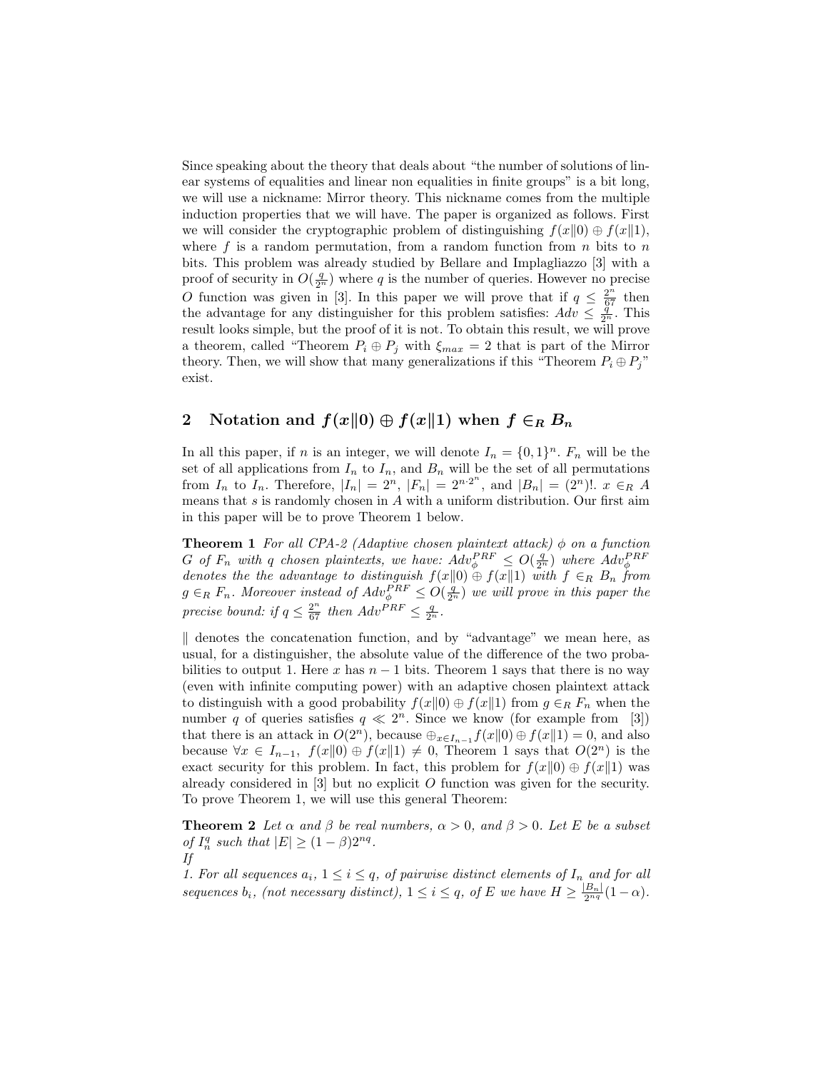Since speaking about the theory that deals about "the number of solutions of linear systems of equalities and linear non equalities in finite groups" is a bit long, we will use a nickname: Mirror theory. This nickname comes from the multiple induction properties that we will have. The paper is organized as follows. First we will consider the cryptographic problem of distinguishing $f(x\|0) \oplus f(x\|1)$, where $f$ is a random permutation, from a random function from $n$ bits to $n$ bits. This problem was already studied by Bellare and Implagliazzo [3] with a proof of security in $O(\frac{q}{2^n})$ where $q$ is the number of queries. However no precise $O$ function was given in [3]. In this paper we will prove that if $q \leq \frac{2^n}{67}$ then the advantage for any distinguisher for this problem satisfies: $Adv \leq \frac{q}{2^n}$. This result looks simple, but the proof of it is not. To obtain this result, we will prove a theorem, called "Theorem $P_i \oplus P_j$ with $\xi_{max} = 2$ that is part of the Mirror theory. Then, we will show that many generalizations if this "Theorem $P_i \oplus P_j$" exist.

## 2 Notation and $f(x\|0) \oplus f(x\|1)$ when $f \in_R B_n$

In all this paper, if $n$ is an integer, we will denote $I_n = \{0,1\}^n$. $F_n$ will be the set of all applications from $I_n$ to $I_n$, and $B_n$ will be the set of all permutations from $I_n$ to $I_n$. Therefore, $|I_n| = 2^n$, $|F_n| = 2^{n \cdot 2^n}$, and $|B_n| = (2^n)!$. $x \in_R A$ means that $s$ is randomly chosen in $A$ with a uniform distribution. Our first aim in this paper will be to prove Theorem 1 below.

**Theorem 1** *For all CPA-2 (Adaptive chosen plaintext attack) $\phi$ on a function $G$ of $F_n$ with $q$ chosen plaintexts, we have: $Adv_\phi^{PRF} \leq O(\frac{q}{2^n})$ where $Adv_\phi^{PRF}$ denotes the the advantage to distinguish $f(x\|0) \oplus f(x\|1)$ with $f \in_R B_n$ from $g \in_R F_n$. Moreover instead of $Adv_\phi^{PRF} \leq O(\frac{q}{2^n})$ we will prove in this paper the precise bound: if $q \leq \frac{2^n}{67}$ then $Adv^{PRF} \leq \frac{q}{2^n}$.*

$\|$ denotes the concatenation function, and by "advantage" we mean here, as usual, for a distinguisher, the absolute value of the difference of the two probabilities to output 1. Here $x$ has $n-1$ bits. Theorem 1 says that there is no way (even with infinite computing power) with an adaptive chosen plaintext attack to distinguish with a good probability $f(x\|0) \oplus f(x\|1)$ from $g \in_R F_n$ when the number $q$ of queries satisfies $q \ll 2^n$. Since we know (for example from [3]) that there is an attack in $O(2^n)$, because $\oplus_{x \in I_{n-1}} f(x\|0) \oplus f(x\|1) = 0$, and also because $\forall x \in I_{n-1},\ f(x\|0) \oplus f(x\|1) \neq 0$, Theorem 1 says that $O(2^n)$ is the exact security for this problem. In fact, this problem for $f(x\|0) \oplus f(x\|1)$ was already considered in [3] but no explicit $O$ function was given for the security. To prove Theorem 1, we will use this general Theorem:

**Theorem 2** *Let $\alpha$ and $\beta$ be real numbers, $\alpha > 0$, and $\beta > 0$. Let $E$ be a subset of $I_n^q$ such that $|E| \geq (1-\beta)2^{nq}$.*
*If*
*1. For all sequences $a_i$, $1 \leq i \leq q$, of pairwise distinct elements of $I_n$ and for all sequences $b_i$, (not necessary distinct), $1 \leq i \leq q$, of $E$ we have $H \geq \frac{|B_n|}{2^{nq}}(1-\alpha)$.*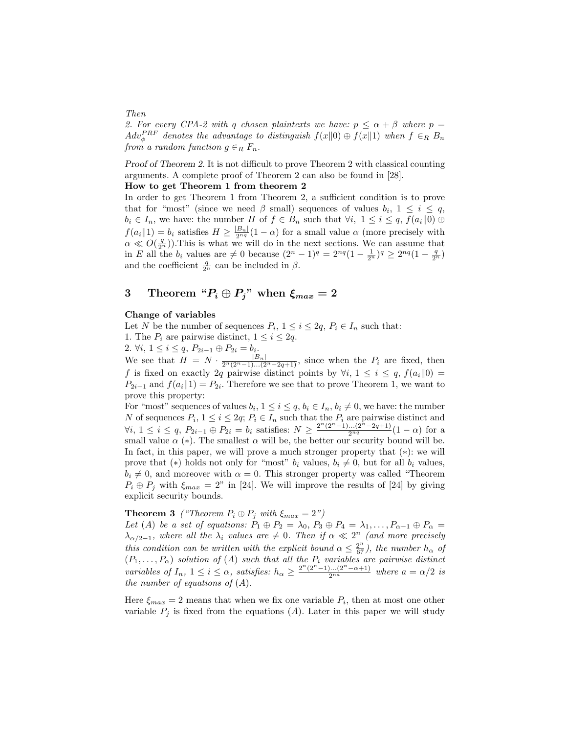*Then*

*2. For every CPA-2 with $q$ chosen plaintexts we have: $p \leq \alpha + \beta$ where $p = Adv_{\phi}^{PRF}$ denotes the advantage to distinguish $f(x\|0) \oplus f(x\|1)$ when $f \in_R B_n$ from a random function $g \in_R F_n$.*

*Proof of Theorem 2.* It is not difficult to prove Theorem 2 with classical counting arguments. A complete proof of Theorem 2 can also be found in [28].

**How to get Theorem 1 from theorem 2**

In order to get Theorem 1 from Theorem 2, a sufficient condition is to prove that for "most" (since we need $\beta$ small) sequences of values $b_i$, $1 \leq i \leq q$, $b_i \in I_n$, we have: the number $H$ of $f \in B_n$ such that $\forall i$, $1 \leq i \leq q$, $f(a_i\|0) \oplus f(a_i\|1) = b_i$ satisfies $H \geq \frac{|B_n|}{2^{nq}}(1-\alpha)$ for a small value $\alpha$ (more precisely with $\alpha \ll O(\frac{q}{2^n})$).This is what we will do in the next sections. We can assume that in $E$ all the $b_i$ values are $\neq 0$ because $(2^n-1)^q = 2^{nq}(1-\frac{1}{2^n})^q \geq 2^{nq}(1-\frac{q}{2^n})$ and the coefficient $\frac{q}{2^n}$ can be included in $\beta$.

## 3 Theorem "$P_i \oplus P_j$" when $\xi_{max} = 2$

**Change of variables**

Let $N$ be the number of sequences $P_i$, $1 \leq i \leq 2q$, $P_i \in I_n$ such that:

1. The $P_i$ are pairwise distinct, $1 \leq i \leq 2q$.
2. $\forall i$, $1 \leq i \leq q$, $P_{2i-1} \oplus P_{2i} = b_i$.

We see that $H = N \cdot \frac{|B_n|}{2^n(2^n-1)\ldots(2^n-2q+1)}$, since when the $P_i$ are fixed, then $f$ is fixed on exactly $2q$ pairwise distinct points by $\forall i$, $1 \leq i \leq q$, $f(a_i\|0) = P_{2i-1}$ and $f(a_i\|1) = P_{2i}$. Therefore we see that to prove Theorem 1, we want to prove this property:

For "most" sequences of values $b_i$, $1 \leq i \leq q$, $b_i \in I_n$, $b_i \neq 0$, we have: the number $N$ of sequences $P_i$, $1 \leq i \leq 2q$; $P_i \in I_n$ such that the $P_i$ are pairwise distinct and $\forall i$, $1 \leq i \leq q$, $P_{2i-1} \oplus P_{2i} = b_i$ satisfies: $N \geq \frac{2^n(2^n-1)\ldots(2^n-2q+1)}{2^{nq}}(1-\alpha)$ for a small value $\alpha$ (\*). The smallest $\alpha$ will be, the better our security bound will be. In fact, in this paper, we will prove a much stronger property that (\*): we will prove that (\*) holds not only for "most" $b_i$ values, $b_i \neq 0$, but for all $b_i$ values, $b_i \neq 0$, and moreover with $\alpha = 0$. This stronger property was called "Theorem $P_i \oplus P_j$ with $\xi_{max} = 2$" in [24]. We will improve the results of [24] by giving explicit security bounds.

**Theorem 3** *("Theorem $P_i \oplus P_j$ with $\xi_{max} = 2$")*
*Let $(A)$ be a set of equations: $P_1 \oplus P_2 = \lambda_0$, $P_3 \oplus P_4 = \lambda_1, \ldots, P_{\alpha-1} \oplus P_\alpha = \lambda_{\alpha/2-1}$, where all the $\lambda_i$ values are $\neq 0$. Then if $\alpha \ll 2^n$ (and more precisely this condition can be written with the explicit bound $\alpha \leq \frac{2^n}{67}$), the number $h_\alpha$ of $(P_1, \ldots, P_\alpha)$ solution of $(A)$ such that all the $P_i$ variables are pairwise distinct variables of $I_n$, $1 \leq i \leq \alpha$, satisfies: $h_\alpha \geq \frac{2^n(2^n-1)\ldots(2^n-\alpha+1)}{2^{na}}$ where $a = \alpha/2$ is the number of equations of $(A)$.*

Here $\xi_{max} = 2$ means that when we fix one variable $P_i$, then at most one other variable $P_j$ is fixed from the equations $(A)$. Later in this paper we will study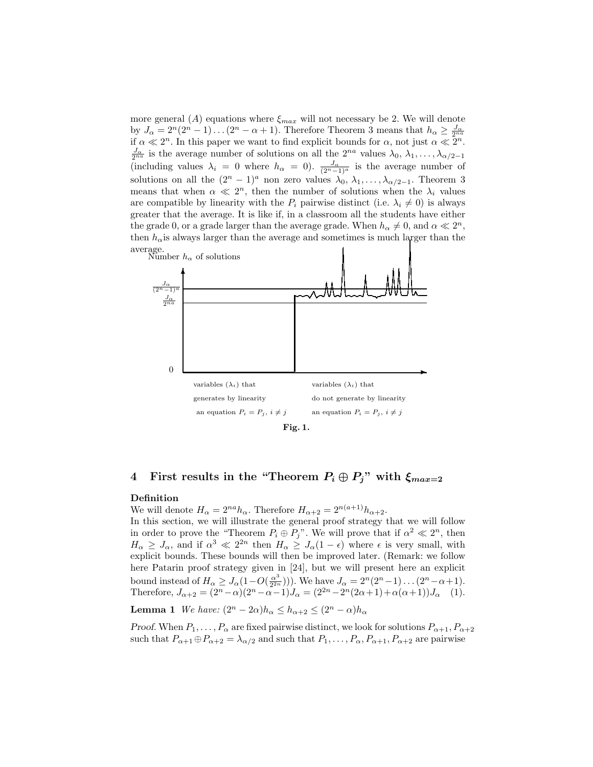more general $(A)$ equations where $\xi_{max}$ will not necessary be 2. We will denote by $J_\alpha = 2^n(2^n-1)\dots(2^n-\alpha+1)$. Therefore Theorem 3 means that $h_\alpha \geq \frac{J_\alpha}{2^{na}}$ if $\alpha \ll 2^n$. In this paper we want to find explicit bounds for $\alpha$, not just $\alpha \ll 2^n$. $\frac{J_\alpha}{2^{na}}$ is the average number of solutions on all the $2^{na}$ values $\lambda_0, \lambda_1, \dots, \lambda_{\alpha/2-1}$ (including values $\lambda_i = 0$ where $h_\alpha = 0$). $\frac{J_\alpha}{(2^n-1)^a}$ is the average number of solutions on all the $(2^n-1)^a$ non zero values $\lambda_0, \lambda_1, \dots, \lambda_{\alpha/2-1}$. Theorem 3 means that when $\alpha \ll 2^n$, then the number of solutions when the $\lambda_i$ values are compatible by linearity with the $P_i$ pairwise distinct (i.e. $\lambda_i \neq 0$) is always greater that the average. It is like if, in a classroom all the students have either the grade 0, or a grade larger than the average grade. When $h_\alpha \neq 0$, and $\alpha \ll 2^n$, then $h_\alpha$is always larger than the average and sometimes is much larger than the average.

Number $h_\alpha$ of solutions

$\frac{J_\alpha}{(2^n-1)^a}$

$\frac{J_\alpha}{2^{na}}$

0

variables ($\lambda_i$) that generates by linearity an equation $P_i = P_j$, $i \neq j$

variables ($\lambda_i$) that do not generate by linearity an equation $P_i = P_j$, $i \neq j$

**Fig. 1.**

## 4 First results in the "Theorem $P_i \oplus P_j$" with $\xi_{max=2}$

**Definition**

We will denote $H_\alpha = 2^{na}h_\alpha$. Therefore $H_{\alpha+2} = 2^{n(a+1)}h_{\alpha+2}$.

In this section, we will illustrate the general proof strategy that we will follow in order to prove the "Theorem $P_i \oplus P_j$". We will prove that if $\alpha^2 \ll 2^n$, then $H_\alpha \geq J_\alpha$, and if $\alpha^3 \ll 2^{2n}$ then $H_\alpha \geq J_\alpha(1-\epsilon)$ where $\epsilon$ is very small, with explicit bounds. These bounds will then be improved later. (Remark: we follow here Patarin proof strategy given in [24], but we will present here an explicit bound instead of $H_\alpha \geq J_\alpha(1-O(\frac{\alpha^3}{2^{2n}})))$. We have $J_\alpha = 2^n(2^n-1)\dots(2^n-\alpha+1)$. Therefore, $J_{\alpha+2} = (2^n-\alpha)(2^n-\alpha-1)J_\alpha = (2^{2n}-2^n(2\alpha+1)+\alpha(\alpha+1))J_\alpha$ (1).

**Lemma 1** *We have:* $(2^n - 2\alpha)h_\alpha \leq h_{\alpha+2} \leq (2^n-\alpha)h_\alpha$

*Proof.* When $P_1, \dots, P_\alpha$ are fixed pairwise distinct, we look for solutions $P_{\alpha+1}, P_{\alpha+2}$ such that $P_{\alpha+1} \oplus P_{\alpha+2} = \lambda_{\alpha/2}$ and such that $P_1, \dots, P_\alpha, P_{\alpha+1}, P_{\alpha+2}$ are pairwise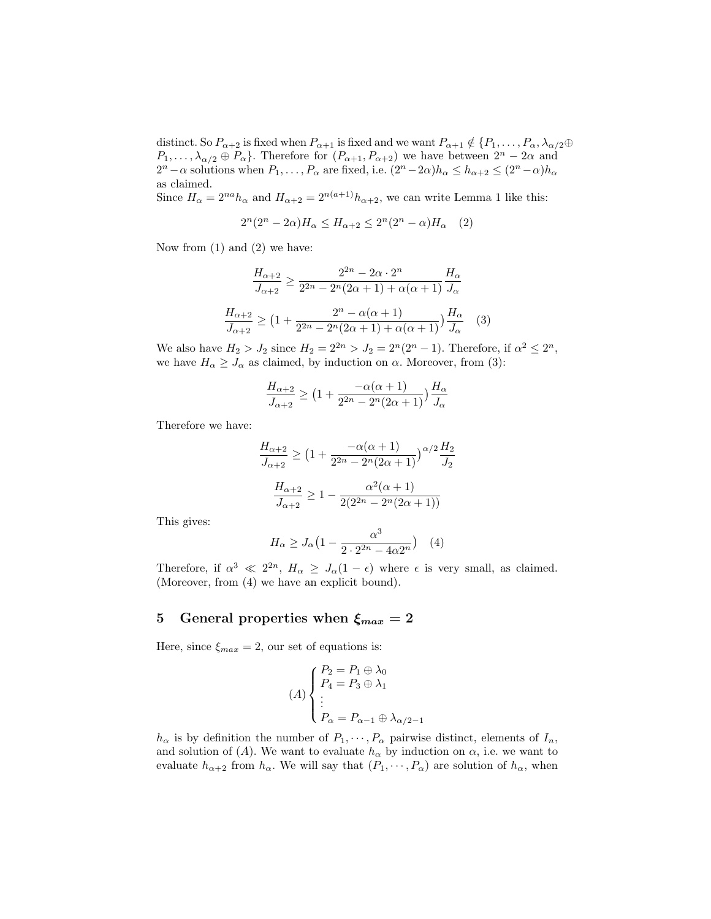distinct. So $P_{\alpha+2}$ is fixed when $P_{\alpha+1}$ is fixed and we want $P_{\alpha+1} \notin \{P_1, \ldots, P_\alpha, \lambda_{\alpha/2} \oplus P_1, \ldots, \lambda_{\alpha/2} \oplus P_\alpha\}$. Therefore for $(P_{\alpha+1}, P_{\alpha+2})$ we have between $2^n - 2\alpha$ and $2^n - \alpha$ solutions when $P_1, \ldots, P_\alpha$ are fixed, i.e. $(2^n - 2\alpha)h_\alpha \leq h_{\alpha+2} \leq (2^n - \alpha)h_\alpha$ as claimed.

Since $H_\alpha = 2^{na}h_\alpha$ and $H_{\alpha+2} = 2^{n(a+1)}h_{\alpha+2}$, we can write Lemma 1 like this:

$$2^n(2^n - 2\alpha)H_\alpha \leq H_{\alpha+2} \leq 2^n(2^n - \alpha)H_\alpha \quad (2)$$

Now from (1) and (2) we have:

$$\frac{H_{\alpha+2}}{J_{\alpha+2}} \geq \frac{2^{2n} - 2\alpha \cdot 2^n}{2^{2n} - 2^n(2\alpha+1) + \alpha(\alpha+1)} \frac{H_\alpha}{J_\alpha}$$

$$\frac{H_{\alpha+2}}{J_{\alpha+2}} \geq \big(1 + \frac{2^n - \alpha(\alpha+1)}{2^{2n} - 2^n(2\alpha+1) + \alpha(\alpha+1)}\big) \frac{H_\alpha}{J_\alpha} \quad (3)$$

We also have $H_2 > J_2$ since $H_2 = 2^{2n} > J_2 = 2^n(2^n - 1)$. Therefore, if $\alpha^2 \leq 2^n$, we have $H_\alpha \geq J_\alpha$ as claimed, by induction on $\alpha$. Moreover, from (3):

$$\frac{H_{\alpha+2}}{J_{\alpha+2}} \geq \big(1 + \frac{-\alpha(\alpha+1)}{2^{2n} - 2^n(2\alpha+1)}\big) \frac{H_\alpha}{J_\alpha}$$

Therefore we have:

$$\frac{H_{\alpha+2}}{J_{\alpha+2}} \geq \big(1 + \frac{-\alpha(\alpha+1)}{2^{2n} - 2^n(2\alpha+1)}\big)^{\alpha/2} \frac{H_2}{J_2}$$

$$\frac{H_{\alpha+2}}{J_{\alpha+2}} \geq 1 - \frac{\alpha^2(\alpha+1)}{2(2^{2n} - 2^n(2\alpha+1))}$$

This gives:

$$H_\alpha \geq J_\alpha\big(1 - \frac{\alpha^3}{2 \cdot 2^{2n} - 4\alpha 2^n}\big) \quad (4)$$

Therefore, if $\alpha^3 \ll 2^{2n}$, $H_\alpha \geq J_\alpha(1 - \epsilon)$ where $\epsilon$ is very small, as claimed. (Moreover, from (4) we have an explicit bound).

## 5 General properties when $\xi_{max} = 2$

Here, since $\xi_{max} = 2$, our set of equations is:

$$(A)\begin{cases} P_2 = P_1 \oplus \lambda_0 \\ P_4 = P_3 \oplus \lambda_1 \\ \vdots \\ P_\alpha = P_{\alpha-1} \oplus \lambda_{\alpha/2-1} \end{cases}$$

$h_\alpha$ is by definition the number of $P_1, \cdots, P_\alpha$ pairwise distinct, elements of $I_n$, and solution of $(A)$. We want to evaluate $h_\alpha$ by induction on $\alpha$, i.e. we want to evaluate $h_{\alpha+2}$ from $h_\alpha$. We will say that $(P_1, \cdots, P_\alpha)$ are solution of $h_\alpha$, when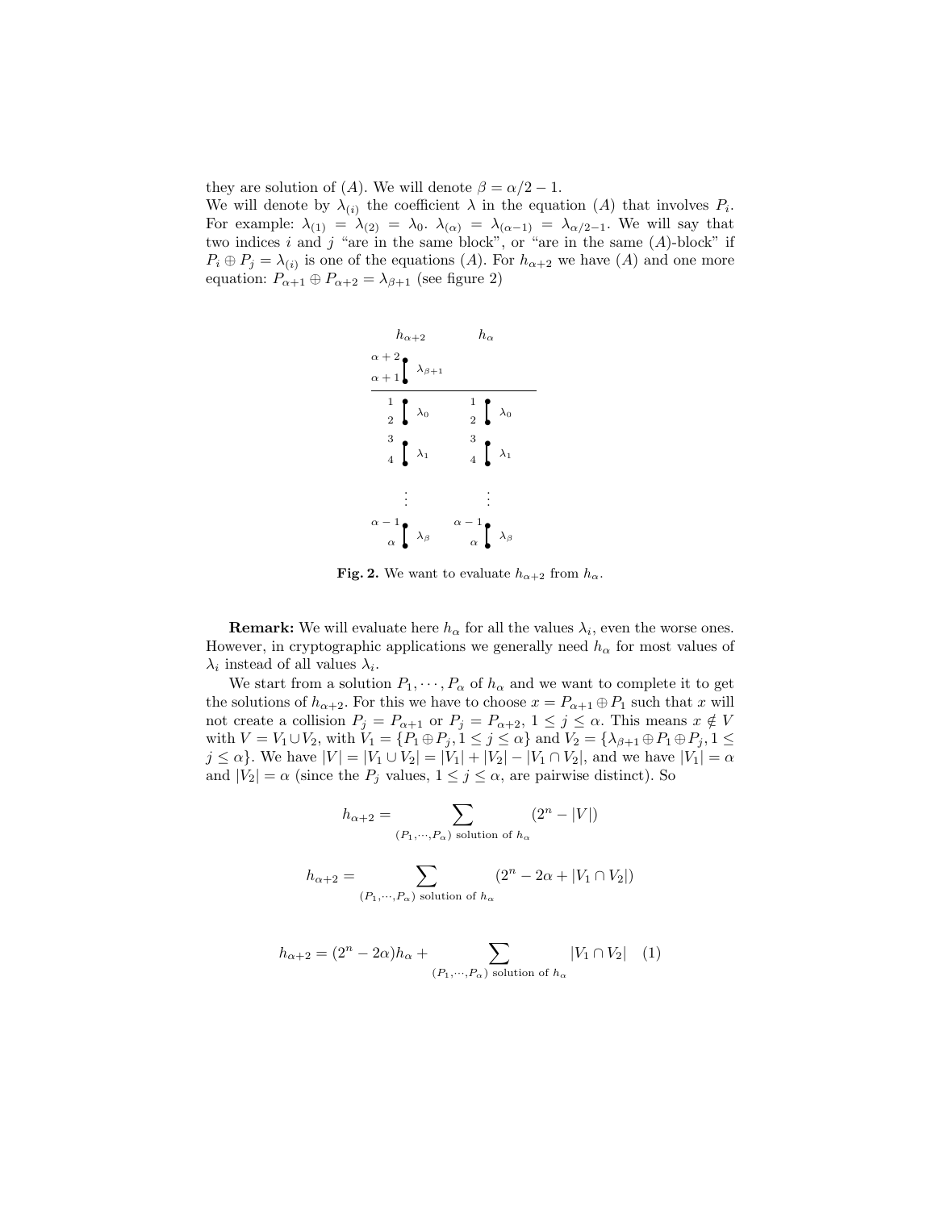they are solution of $(A)$. We will denote $\beta = \alpha/2 - 1$.
We will denote by $\lambda_{(i)}$ the coefficient $\lambda$ in the equation $(A)$ that involves $P_i$. For example: $\lambda_{(1)} = \lambda_{(2)} = \lambda_0$. $\lambda_{(\alpha)} = \lambda_{(\alpha-1)} = \lambda_{\alpha/2-1}$. We will say that two indices $i$ and $j$ "are in the same block", or "are in the same $(A)$-block" if $P_i \oplus P_j = \lambda_{(i)}$ is one of the equations $(A)$. For $h_{\alpha+2}$ we have $(A)$ and one more equation: $P_{\alpha+1} \oplus P_{\alpha+2} = \lambda_{\beta+1}$ (see figure 2)

| $h_{\alpha+2}$ | $h_\alpha$ |
|---|---|
| $\alpha+2$, $\alpha+1$ : $\lambda_{\beta+1}$ | |
| 1, 2 : $\lambda_0$ | 1, 2 : $\lambda_0$ |
| 3, 4 : $\lambda_1$ | 3, 4 : $\lambda_1$ |
| $\vdots$ | $\vdots$ |
| $\alpha-1$, $\alpha$ : $\lambda_\beta$ | $\alpha-1$, $\alpha$ : $\lambda_\beta$ |

**Fig. 2.** We want to evaluate $h_{\alpha+2}$ from $h_\alpha$.

**Remark:** We will evaluate here $h_\alpha$ for all the values $\lambda_i$, even the worse ones. However, in cryptographic applications we generally need $h_\alpha$ for most values of $\lambda_i$ instead of all values $\lambda_i$.

We start from a solution $P_1, \cdots, P_\alpha$ of $h_\alpha$ and we want to complete it to get the solutions of $h_{\alpha+2}$. For this we have to choose $x = P_{\alpha+1} \oplus P_1$ such that $x$ will not create a collision $P_j = P_{\alpha+1}$ or $P_j = P_{\alpha+2}$, $1 \leq j \leq \alpha$. This means $x \notin V$ with $V = V_1 \cup V_2$, with $V_1 = \{P_1 \oplus P_j, 1 \leq j \leq \alpha\}$ and $V_2 = \{\lambda_{\beta+1} \oplus P_1 \oplus P_j, 1 \leq j \leq \alpha\}$. We have $|V| = |V_1 \cup V_2| = |V_1| + |V_2| - |V_1 \cap V_2|$, and we have $|V_1| = \alpha$ and $|V_2| = \alpha$ (since the $P_j$ values, $1 \leq j \leq \alpha$, are pairwise distinct). So

$$h_{\alpha+2} = \sum_{(P_1,\cdots,P_\alpha) \text{ solution of } h_\alpha} (2^n - |V|)$$

$$h_{\alpha+2} = \sum_{(P_1,\cdots,P_\alpha) \text{ solution of } h_\alpha} (2^n - 2\alpha + |V_1 \cap V_2|)$$

$$h_{\alpha+2} = (2^n - 2\alpha)h_\alpha + \sum_{(P_1,\cdots,P_\alpha) \text{ solution of } h_\alpha} |V_1 \cap V_2| \quad (1)$$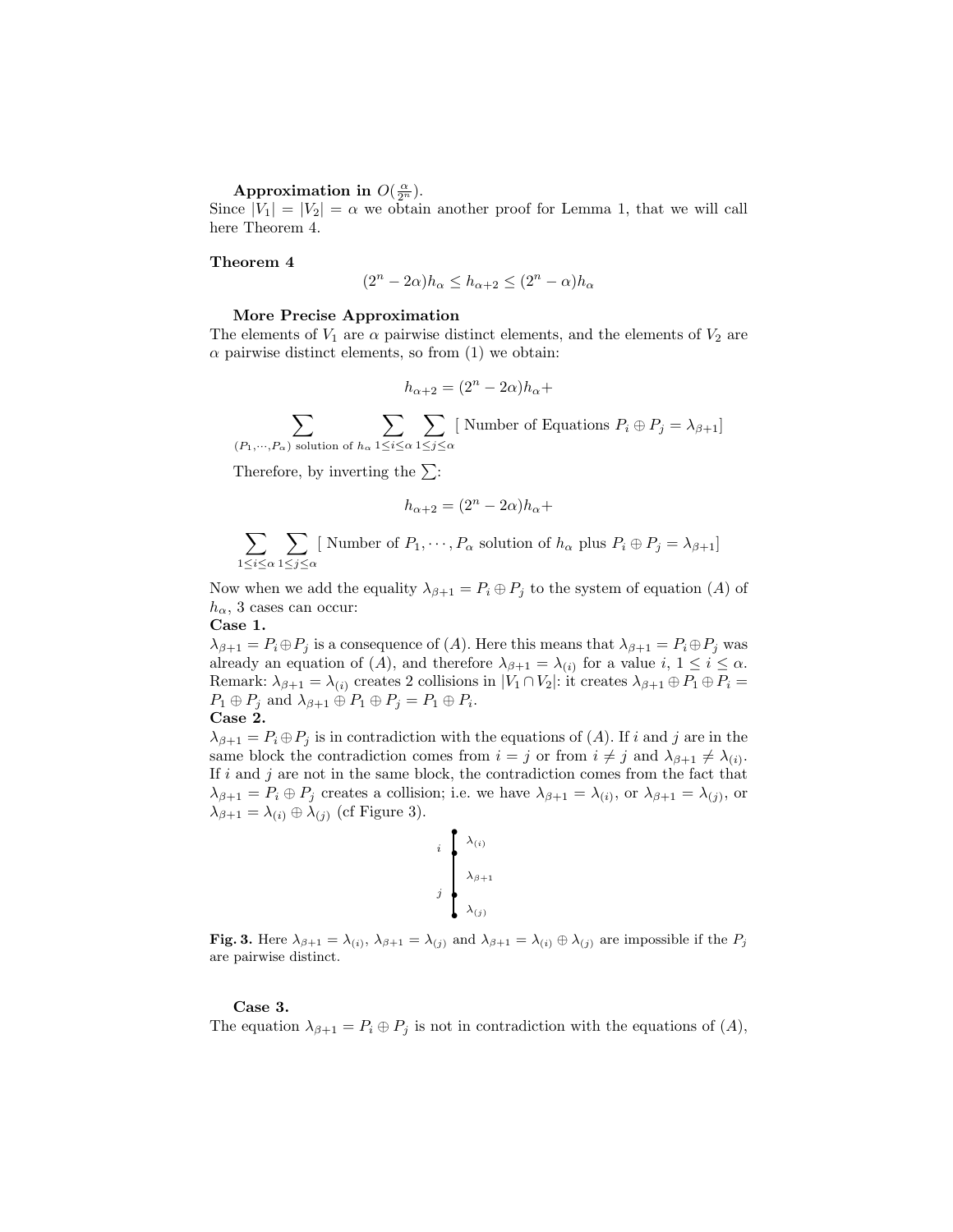**Approximation in $O(\frac{\alpha}{2^n})$.**
Since $|V_1| = |V_2| = \alpha$ we obtain another proof for Lemma 1, that we will call here Theorem 4.

**Theorem 4**

$$(2^n - 2\alpha)h_\alpha \leq h_{\alpha+2} \leq (2^n - \alpha)h_\alpha$$

**More Precise Approximation**
The elements of $V_1$ are $\alpha$ pairwise distinct elements, and the elements of $V_2$ are $\alpha$ pairwise distinct elements, so from (1) we obtain:

$$h_{\alpha+2} = (2^n - 2\alpha)h_\alpha +$$

$$\sum_{(P_1,\cdots,P_\alpha) \text{ solution of } h_\alpha} \sum_{1\leq i\leq\alpha} \sum_{1\leq j\leq\alpha} [\text{ Number of Equations } P_i \oplus P_j = \lambda_{\beta+1}]$$

Therefore, by inverting the $\sum$:

$$h_{\alpha+2} = (2^n - 2\alpha)h_\alpha +$$

$$\sum_{1\leq i\leq\alpha} \sum_{1\leq j\leq\alpha} [\text{ Number of } P_1,\cdots,P_\alpha \text{ solution of } h_\alpha \text{ plus } P_i \oplus P_j = \lambda_{\beta+1}]$$

Now when we add the equality $\lambda_{\beta+1} = P_i \oplus P_j$ to the system of equation $(A)$ of $h_\alpha$, 3 cases can occur:

**Case 1.**
$\lambda_{\beta+1} = P_i \oplus P_j$ is a consequence of $(A)$. Here this means that $\lambda_{\beta+1} = P_i \oplus P_j$ was already an equation of $(A)$, and therefore $\lambda_{\beta+1} = \lambda_{(i)}$ for a value $i$, $1 \leq i \leq \alpha$.
Remark: $\lambda_{\beta+1} = \lambda_{(i)}$ creates 2 collisions in $|V_1 \cap V_2|$: it creates $\lambda_{\beta+1} \oplus P_1 \oplus P_i = P_1 \oplus P_j$ and $\lambda_{\beta+1} \oplus P_1 \oplus P_j = P_1 \oplus P_i$.

**Case 2.**
$\lambda_{\beta+1} = P_i \oplus P_j$ is in contradiction with the equations of $(A)$. If $i$ and $j$ are in the same block the contradiction comes from $i = j$ or from $i \neq j$ and $\lambda_{\beta+1} \neq \lambda_{(i)}$. If $i$ and $j$ are not in the same block, the contradiction comes from the fact that $\lambda_{\beta+1} = P_i \oplus P_j$ creates a collision; i.e. we have $\lambda_{\beta+1} = \lambda_{(i)}$, or $\lambda_{\beta+1} = \lambda_{(j)}$, or $\lambda_{\beta+1} = \lambda_{(i)} \oplus \lambda_{(j)}$ (cf Figure 3).

**Fig. 3.** Here $\lambda_{\beta+1} = \lambda_{(i)}$, $\lambda_{\beta+1} = \lambda_{(j)}$ and $\lambda_{\beta+1} = \lambda_{(i)} \oplus \lambda_{(j)}$ are impossible if the $P_j$ are pairwise distinct.

**Case 3.**
The equation $\lambda_{\beta+1} = P_i \oplus P_j$ is not in contradiction with the equations of $(A)$,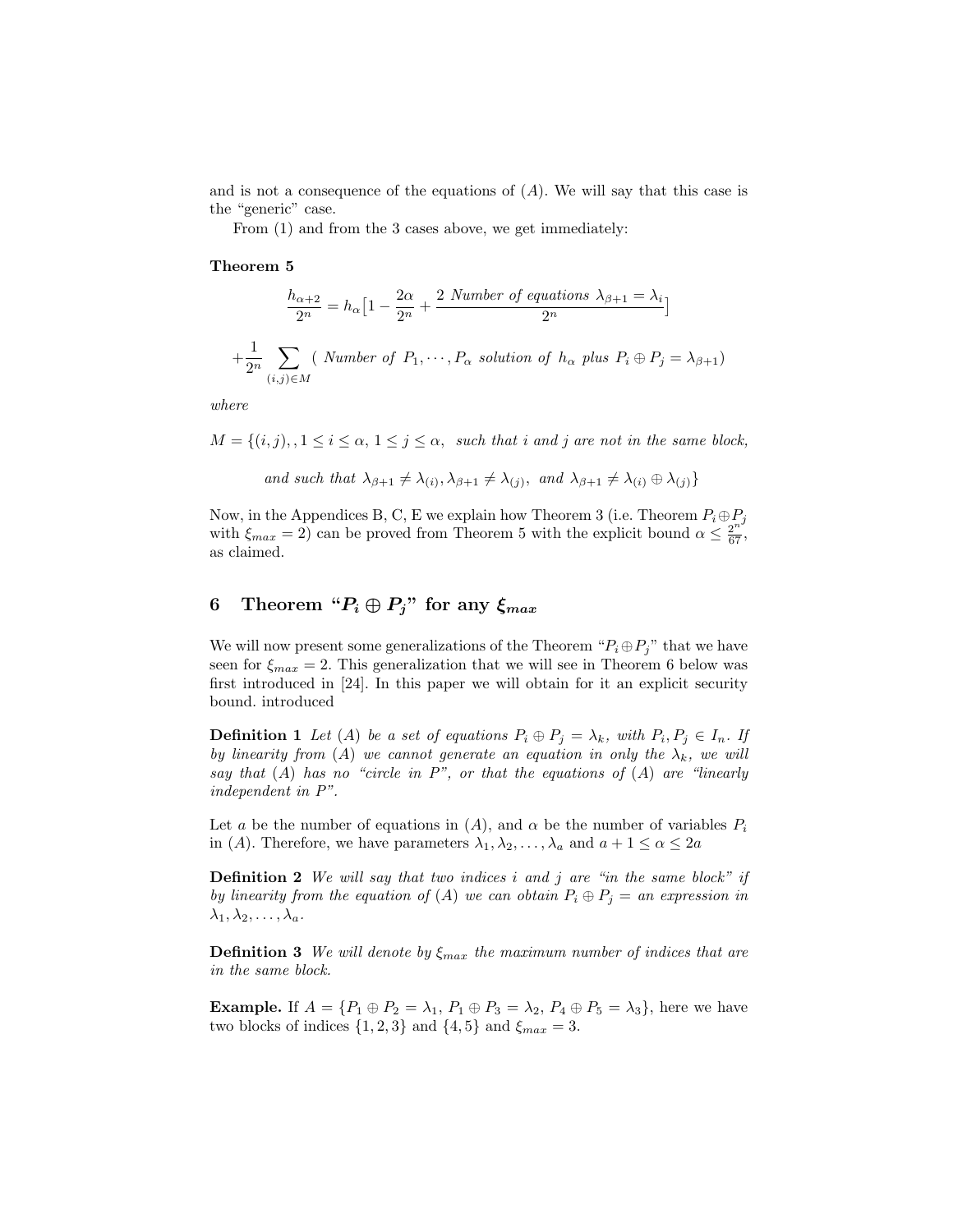and is not a consequence of the equations of $(A)$. We will say that this case is the "generic" case.

From (1) and from the 3 cases above, we get immediately:

**Theorem 5**

$$\frac{h_{\alpha+2}}{2^n} = h_\alpha\big[1 - \frac{2\alpha}{2^n} + \frac{2 \text{ Number of equations } \lambda_{\beta+1} = \lambda_i}{2^n}\big]$$

$$+\frac{1}{2^n}\sum_{(i,j)\in M} (\text{ Number of } P_1, \cdots, P_\alpha \text{ solution of } h_\alpha \text{ plus } P_i \oplus P_j = \lambda_{\beta+1})$$

*where*

$M = \{(i,j), , 1 \leq i \leq \alpha,\ 1 \leq j \leq \alpha,$ *such that $i$ and $j$ are not in the same block,*

*and such that* $\lambda_{\beta+1} \neq \lambda_{(i)}, \lambda_{\beta+1} \neq \lambda_{(j)},$ *and* $\lambda_{\beta+1} \neq \lambda_{(i)} \oplus \lambda_{(j)}\}$

Now, in the Appendices B, C, E we explain how Theorem 3 (i.e. Theorem $P_i \oplus P_j$ with $\xi_{max} = 2$) can be proved from Theorem 5 with the explicit bound $\alpha \leq \frac{2^n}{67}$, as claimed.

## 6 Theorem "$P_i \oplus P_j$" for any $\xi_{max}$

We will now present some generalizations of the Theorem "$P_i \oplus P_j$" that we have seen for $\xi_{max} = 2$. This generalization that we will see in Theorem 6 below was first introduced in [24]. In this paper we will obtain for it an explicit security bound. introduced

**Definition 1** *Let $(A)$ be a set of equations $P_i \oplus P_j = \lambda_k$, with $P_i, P_j \in I_n$. If by linearity from $(A)$ we cannot generate an equation in only the $\lambda_k$, we will say that $(A)$ has no "circle in P", or that the equations of $(A)$ are "linearly independent in P".*

Let $a$ be the number of equations in $(A)$, and $\alpha$ be the number of variables $P_i$ in $(A)$. Therefore, we have parameters $\lambda_1, \lambda_2, \ldots, \lambda_a$ and $a + 1 \leq \alpha \leq 2a$

**Definition 2** *We will say that two indices $i$ and $j$ are "in the same block" if by linearity from the equation of $(A)$ we can obtain $P_i \oplus P_j =$ an expression in $\lambda_1, \lambda_2, \ldots, \lambda_a$.*

**Definition 3** *We will denote by $\xi_{max}$ the maximum number of indices that are in the same block.*

**Example.** If $A = \{P_1 \oplus P_2 = \lambda_1,\ P_1 \oplus P_3 = \lambda_2,\ P_4 \oplus P_5 = \lambda_3\}$, here we have two blocks of indices $\{1, 2, 3\}$ and $\{4, 5\}$ and $\xi_{max} = 3$.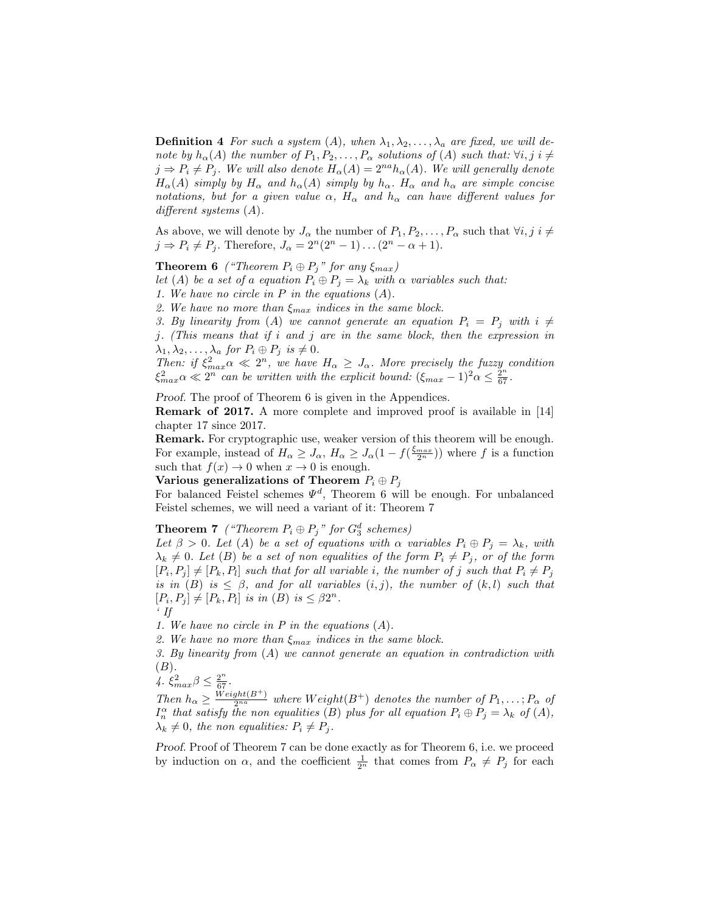**Definition 4** *For such a system (A), when $\lambda_1, \lambda_2, \ldots, \lambda_a$ are fixed, we will denote by $h_\alpha(A)$ the number of $P_1, P_2, \ldots, P_\alpha$ solutions of (A) such that: $\forall i, j\ i \neq j \Rightarrow P_i \neq P_j$. We will also denote $H_\alpha(A) = 2^{na} h_\alpha(A)$. We will generally denote $H_\alpha(A)$ simply by $H_\alpha$ and $h_\alpha(A)$ simply by $h_\alpha$. $H_\alpha$ and $h_\alpha$ are simple concise notations, but for a given value $\alpha$, $H_\alpha$ and $h_\alpha$ can have different values for different systems (A).*

As above, we will denote by $J_\alpha$ the number of $P_1, P_2, \ldots, P_\alpha$ such that $\forall i, j\ i \neq j \Rightarrow P_i \neq P_j$. Therefore, $J_\alpha = 2^n(2^n - 1)\ldots(2^n - \alpha + 1)$.

**Theorem 6** *("Theorem $P_i \oplus P_j$" for any $\xi_{max}$)*
*let (A) be a set of a equation $P_i \oplus P_j = \lambda_k$ with $\alpha$ variables such that:*
*1. We have no circle in $P$ in the equations (A).*
*2. We have no more than $\xi_{max}$ indices in the same block.*
*3. By linearity from (A) we cannot generate an equation $P_i = P_j$ with $i \neq j$. (This means that if $i$ and $j$ are in the same block, then the expression in $\lambda_1, \lambda_2, \ldots, \lambda_a$ for $P_i \oplus P_j$ is $\neq 0$.*
*Then: if $\xi_{max}^2 \alpha \ll 2^n$, we have $H_\alpha \geq J_\alpha$. More precisely the fuzzy condition $\xi_{max}^2 \alpha \ll 2^n$ can be written with the explicit bound: $(\xi_{max} - 1)^2 \alpha \leq \frac{2^n}{67}$.*

*Proof.* The proof of Theorem 6 is given in the Appendices.

**Remark of 2017.** A more complete and improved proof is available in [14] chapter 17 since 2017.

**Remark.** For cryptographic use, weaker version of this theorem will be enough. For example, instead of $H_\alpha \geq J_\alpha$, $H_\alpha \geq J_\alpha(1 - f(\frac{\xi_{max}}{2^n}))$ where $f$ is a function such that $f(x) \to 0$ when $x \to 0$ is enough.

**Various generalizations of Theorem $P_i \oplus P_j$**

For balanced Feistel schemes $\Psi^d$, Theorem 6 will be enough. For unbalanced Feistel schemes, we will need a variant of it: Theorem 7

**Theorem 7** *("Theorem $P_i \oplus P_j$" for $G_3^d$ schemes)*
*Let $\beta > 0$. Let (A) be a set of equations with $\alpha$ variables $P_i \oplus P_j = \lambda_k$, with $\lambda_k \neq 0$. Let (B) be a set of non equalities of the form $P_i \neq P_j$, or of the form $[P_i, P_j] \neq [P_k, P_l]$ such that for all variable $i$, the number of $j$ such that $P_i \neq P_j$ is in (B) is $\leq \beta$, and for all variables $(i, j)$, the number of $(k, l)$ such that $[P_i, P_j] \neq [P_k, P_l]$ is in (B) is $\leq \beta 2^n$.*
*' If*
*1. We have no circle in $P$ in the equations (A).*
*2. We have no more than $\xi_{max}$ indices in the same block.*
*3. By linearity from (A) we cannot generate an equation in contradiction with (B).*
*4. $\xi_{max}^2 \beta \leq \frac{2^n}{67}$.*
*Then $h_\alpha \geq \frac{Weight(B^+)}{2^{n\alpha}}$ where $Weight(B^+)$ denotes the number of $P_1, \ldots; P_\alpha$ of $I_n^\alpha$ that satisfy the non equalities (B) plus for all equation $P_i \oplus P_j = \lambda_k$ of (A), $\lambda_k \neq 0$, the non equalities: $P_i \neq P_j$.*

*Proof.* Proof of Theorem 7 can be done exactly as for Theorem 6, i.e. we proceed by induction on $\alpha$, and the coefficient $\frac{1}{2^n}$ that comes from $P_\alpha \neq P_j$ for each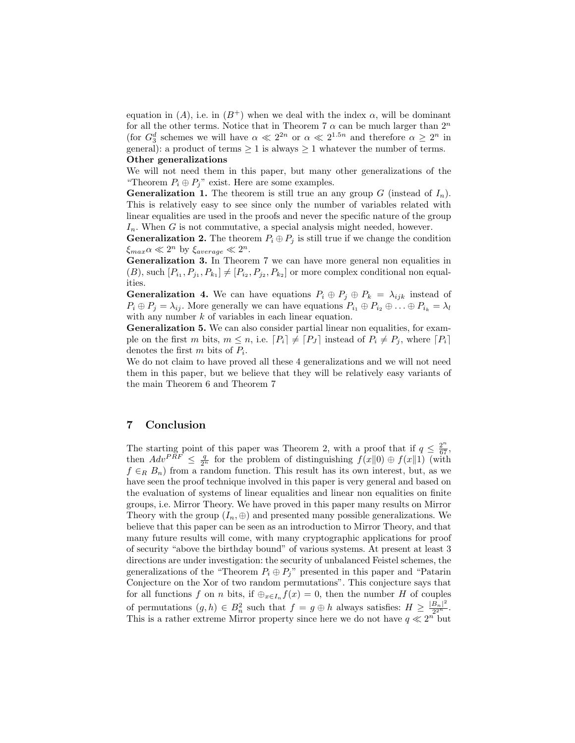equation in $(A)$, i.e. in $(B^+)$ when we deal with the index $\alpha$, will be dominant for all the other terms. Notice that in Theorem 7 $\alpha$ can be much larger than $2^n$ (for $G_3^d$ schemes we will have $\alpha \ll 2^{2n}$ or $\alpha \ll 2^{1.5n}$ and therefore $\alpha \geq 2^n$ in general): a product of terms $\geq 1$ is always $\geq 1$ whatever the number of terms.

**Other generalizations**

We will not need them in this paper, but many other generalizations of the "Theorem $P_i \oplus P_j$" exist. Here are some examples.

**Generalization 1.** The theorem is still true an any group $G$ (instead of $I_n$). This is relatively easy to see since only the number of variables related with linear equalities are used in the proofs and never the specific nature of the group $I_n$. When $G$ is not commutative, a special analysis might needed, however.

**Generalization 2.** The theorem $P_i \oplus P_j$ is still true if we change the condition $\xi_{max}\alpha \ll 2^n$ by $\xi_{average} \ll 2^n$.

**Generalization 3.** In Theorem 7 we can have more general non equalities in $(B)$, such $[P_{i_1}, P_{j_1}, P_{k_1}] \neq [P_{i_2}, P_{j_2}, P_{k_2}]$ or more complex conditional non equalities.

**Generalization 4.** We can have equations $P_i \oplus P_j \oplus P_k = \lambda_{ijk}$ instead of $P_i \oplus P_j = \lambda_{ij}$. More generally we can have equations $P_{i_1} \oplus P_{i_2} \oplus \ldots \oplus P_{i_k} = \lambda_l$ with any number $k$ of variables in each linear equation.

**Generalization 5.** We can also consider partial linear non equalities, for example on the first $m$ bits, $m \leq n$, i.e. $\lceil P_i \rceil \neq \lceil P_J \rceil$ instead of $P_i \neq P_j$, where $\lceil P_i \rceil$ denotes the first $m$ bits of $P_i$.

We do not claim to have proved all these 4 generalizations and we will not need them in this paper, but we believe that they will be relatively easy variants of the main Theorem 6 and Theorem 7

## 7 Conclusion

The starting point of this paper was Theorem 2, with a proof that if $q \leq \frac{2^n}{67}$, then $Adv^{PRF} \leq \frac{q}{2^n}$ for the problem of distinguishing $f(x\|0) \oplus f(x\|1)$ (with $f \in_R B_n$) from a random function. This result has its own interest, but, as we have seen the proof technique involved in this paper is very general and based on the evaluation of systems of linear equalities and linear non equalities on finite groups, i.e. Mirror Theory. We have proved in this paper many results on Mirror Theory with the group $(I_n, \oplus)$ and presented many possible generalizations. We believe that this paper can be seen as an introduction to Mirror Theory, and that many future results will come, with many cryptographic applications for proof of security "above the birthday bound" of various systems. At present at least 3 directions are under investigation: the security of unbalanced Feistel schemes, the generalizations of the "Theorem $P_i \oplus P_j$" presented in this paper and "Patarin Conjecture on the Xor of two random permutations". This conjecture says that for all functions $f$ on $n$ bits, if $\oplus_{x \in I_n} f(x) = 0$, then the number $H$ of couples of permutations $(g, h) \in B_n^2$ such that $f = g \oplus h$ always satisfies: $H \geq \frac{|B_n|^2}{2^{2^n}}$. This is a rather extreme Mirror property since here we do not have $q \ll 2^n$ but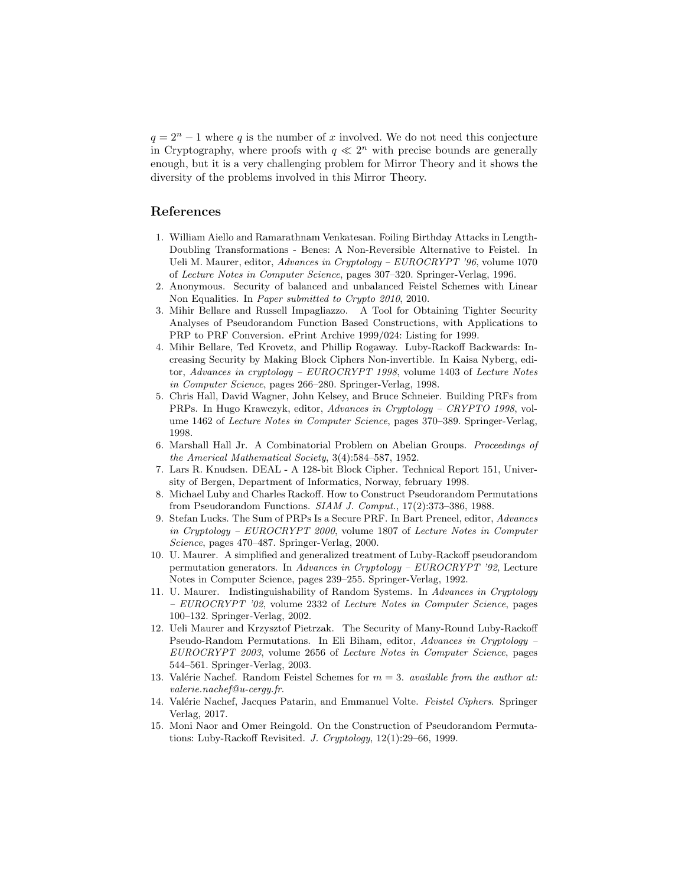$q = 2^n - 1$ where $q$ is the number of $x$ involved. We do not need this conjecture in Cryptography, where proofs with $q \ll 2^n$ with precise bounds are generally enough, but it is a very challenging problem for Mirror Theory and it shows the diversity of the problems involved in this Mirror Theory.

## References

1. William Aiello and Ramarathnam Venkatesan. Foiling Birthday Attacks in Length-Doubling Transformations - Benes: A Non-Reversible Alternative to Feistel. In Ueli M. Maurer, editor, *Advances in Cryptology – EUROCRYPT '96*, volume 1070 of *Lecture Notes in Computer Science*, pages 307–320. Springer-Verlag, 1996.
2. Anonymous. Security of balanced and unbalanced Feistel Schemes with Linear Non Equalities. In *Paper submitted to Crypto 2010*, 2010.
3. Mihir Bellare and Russell Impagliazzo. A Tool for Obtaining Tighter Security Analyses of Pseudorandom Function Based Constructions, with Applications to PRP to PRF Conversion. ePrint Archive 1999/024: Listing for 1999.
4. Mihir Bellare, Ted Krovetz, and Phillip Rogaway. Luby-Rackoff Backwards: Increasing Security by Making Block Ciphers Non-invertible. In Kaisa Nyberg, editor, *Advances in cryptology – EUROCRYPT 1998*, volume 1403 of *Lecture Notes in Computer Science*, pages 266–280. Springer-Verlag, 1998.
5. Chris Hall, David Wagner, John Kelsey, and Bruce Schneier. Building PRFs from PRPs. In Hugo Krawczyk, editor, *Advances in Cryptology – CRYPTO 1998*, volume 1462 of *Lecture Notes in Computer Science*, pages 370–389. Springer-Verlag, 1998.
6. Marshall Hall Jr. A Combinatorial Problem on Abelian Groups. *Proceedings of the Americal Mathematical Society*, 3(4):584–587, 1952.
7. Lars R. Knudsen. DEAL - A 128-bit Block Cipher. Technical Report 151, University of Bergen, Department of Informatics, Norway, february 1998.
8. Michael Luby and Charles Rackoff. How to Construct Pseudorandom Permutations from Pseudorandom Functions. *SIAM J. Comput.*, 17(2):373–386, 1988.
9. Stefan Lucks. The Sum of PRPs Is a Secure PRF. In Bart Preneel, editor, *Advances in Cryptology – EUROCRYPT 2000*, volume 1807 of *Lecture Notes in Computer Science*, pages 470–487. Springer-Verlag, 2000.
10. U. Maurer. A simplified and generalized treatment of Luby-Rackoff pseudorandom permutation generators. In *Advances in Cryptology – EUROCRYPT '92*, Lecture Notes in Computer Science, pages 239–255. Springer-Verlag, 1992.
11. U. Maurer. Indistinguishability of Random Systems. In *Advances in Cryptology – EUROCRYPT '02*, volume 2332 of *Lecture Notes in Computer Science*, pages 100–132. Springer-Verlag, 2002.
12. Ueli Maurer and Krzysztof Pietrzak. The Security of Many-Round Luby-Rackoff Pseudo-Random Permutations. In Eli Biham, editor, *Advances in Cryptology – EUROCRYPT 2003*, volume 2656 of *Lecture Notes in Computer Science*, pages 544–561. Springer-Verlag, 2003.
13. Valérie Nachef. Random Feistel Schemes for $m = 3$. *available from the author at: valerie.nachef@u-cergy.fr.*
14. Valérie Nachef, Jacques Patarin, and Emmanuel Volte. *Feistel Ciphers*. Springer Verlag, 2017.
15. Moni Naor and Omer Reingold. On the Construction of Pseudorandom Permutations: Luby-Rackoff Revisited. *J. Cryptology*, 12(1):29–66, 1999.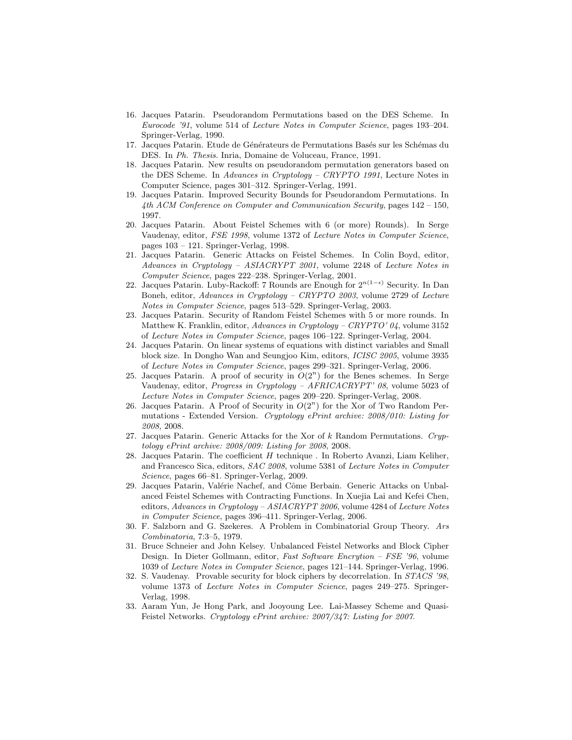16. Jacques Patarin. Pseudorandom Permutations based on the DES Scheme. In *Eurocode '91*, volume 514 of *Lecture Notes in Computer Science*, pages 193–204. Springer-Verlag, 1990.
17. Jacques Patarin. Etude de Générateurs de Permutations Basés sur les Schémas du DES. In *Ph. Thesis*. Inria, Domaine de Voluceau, France, 1991.
18. Jacques Patarin. New results on pseudorandom permutation generators based on the DES Scheme. In *Advances in Cryptology – CRYPTO 1991*, Lecture Notes in Computer Science, pages 301–312. Springer-Verlag, 1991.
19. Jacques Patarin. Improved Security Bounds for Pseudorandom Permutations. In *4th ACM Conference on Computer and Communication Security*, pages 142 – 150, 1997.
20. Jacques Patarin. About Feistel Schemes with 6 (or more) Rounds). In Serge Vaudenay, editor, *FSE 1998*, volume 1372 of *Lecture Notes in Computer Science*, pages 103 – 121. Springer-Verlag, 1998.
21. Jacques Patarin. Generic Attacks on Feistel Schemes. In Colin Boyd, editor, *Advances in Cryptology – ASIACRYPT 2001*, volume 2248 of *Lecture Notes in Computer Science*, pages 222–238. Springer-Verlag, 2001.
22. Jacques Patarin. Luby-Rackoff: 7 Rounds are Enough for $2^{n(1-\epsilon)}$ Security. In Dan Boneh, editor, *Advances in Cryptology – CRYPTO 2003*, volume 2729 of *Lecture Notes in Computer Science*, pages 513–529. Springer-Verlag, 2003.
23. Jacques Patarin. Security of Random Feistel Schemes with 5 or more rounds. In Matthew K. Franklin, editor, *Advances in Cryptology – CRYPTO' 04*, volume 3152 of *Lecture Notes in Computer Science*, pages 106–122. Springer-Verlag, 2004.
24. Jacques Patarin. On linear systems of equations with distinct variables and Small block size. In Dongho Wan and Seungjoo Kim, editors, *ICISC 2005*, volume 3935 of *Lecture Notes in Computer Science*, pages 299–321. Springer-Verlag, 2006.
25. Jacques Patarin. A proof of security in $O(2^n)$ for the Benes schemes. In Serge Vaudenay, editor, *Progress in Cryptology – AFRICACRYPT' 08*, volume 5023 of *Lecture Notes in Computer Science*, pages 209–220. Springer-Verlag, 2008.
26. Jacques Patarin. A Proof of Security in $O(2^n)$ for the Xor of Two Random Permutations - Extended Version. *Cryptology ePrint archive: 2008/010: Listing for 2008*, 2008.
27. Jacques Patarin. Generic Attacks for the Xor of $k$ Random Permutations. *Cryptology ePrint archive: 2008/009: Listing for 2008*, 2008.
28. Jacques Patarin. The coefficient $H$ technique . In Roberto Avanzi, Liam Keliher, and Francesco Sica, editors, *SAC 2008*, volume 5381 of *Lecture Notes in Computer Science*, pages 66–81. Springer-Verlag, 2009.
29. Jacques Patarin, Valérie Nachef, and Côme Berbain. Generic Attacks on Unbalanced Feistel Schemes with Contracting Functions. In Xuejia Lai and Kefei Chen, editors, *Advances in Cryptology – ASIACRYPT 2006*, volume 4284 of *Lecture Notes in Computer Science*, pages 396–411. Springer-Verlag, 2006.
30. F. Salzborn and G. Szekeres. A Problem in Combinatorial Group Theory. *Ars Combinatoria*, 7:3–5, 1979.
31. Bruce Schneier and John Kelsey. Unbalanced Feistel Networks and Block Cipher Design. In Dieter Gollmann, editor, *Fast Software Encrytion – FSE '96*, volume 1039 of *Lecture Notes in Computer Science*, pages 121–144. Springer-Verlag, 1996.
32. S. Vaudenay. Provable security for block ciphers by decorrelation. In *STACS '98*, volume 1373 of *Lecture Notes in Computer Science*, pages 249–275. Springer-Verlag, 1998.
33. Aaram Yun, Je Hong Park, and Jooyoung Lee. Lai-Massey Scheme and Quasi-Feistel Networks. *Cryptology ePrint archive: 2007/347: Listing for 2007*.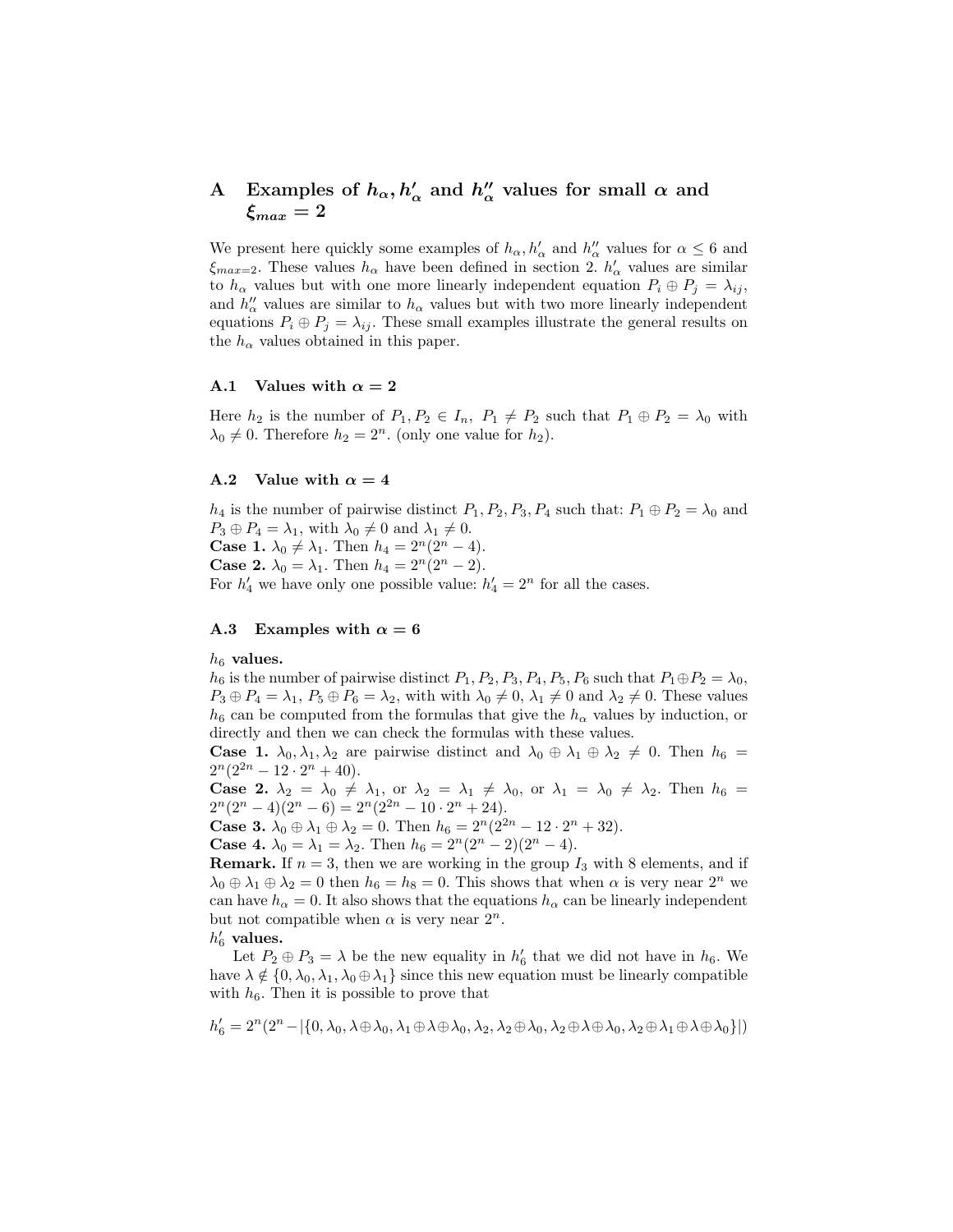## A Examples of $h_\alpha, h'_\alpha$ and $h''_\alpha$ values for small $\alpha$ and $\xi_{max} = 2$

We present here quickly some examples of $h_\alpha, h'_\alpha$ and $h''_\alpha$ values for $\alpha \leq 6$ and $\xi_{max=2}$. These values $h_\alpha$ have been defined in section 2. $h'_\alpha$ values are similar to $h_\alpha$ values but with one more linearly independent equation $P_i \oplus P_j = \lambda_{ij}$, and $h''_\alpha$ values are similar to $h_\alpha$ values but with two more linearly independent equations $P_i \oplus P_j = \lambda_{ij}$. These small examples illustrate the general results on the $h_\alpha$ values obtained in this paper.

### A.1 Values with $\alpha = 2$

Here $h_2$ is the number of $P_1, P_2 \in I_n,\ P_1 \neq P_2$ such that $P_1 \oplus P_2 = \lambda_0$ with $\lambda_0 \neq 0$. Therefore $h_2 = 2^n$. (only one value for $h_2$).

### A.2 Value with $\alpha = 4$

$h_4$ is the number of pairwise distinct $P_1, P_2, P_3, P_4$ such that: $P_1 \oplus P_2 = \lambda_0$ and $P_3 \oplus P_4 = \lambda_1$, with $\lambda_0 \neq 0$ and $\lambda_1 \neq 0$.
**Case 1.** $\lambda_0 \neq \lambda_1$. Then $h_4 = 2^n(2^n - 4)$.
**Case 2.** $\lambda_0 = \lambda_1$. Then $h_4 = 2^n(2^n - 2)$.
For $h'_4$ we have only one possible value: $h'_4 = 2^n$ for all the cases.

### A.3 Examples with $\alpha = 6$

**$h_6$ values.**
$h_6$ is the number of pairwise distinct $P_1, P_2, P_3, P_4, P_5, P_6$ such that $P_1 \oplus P_2 = \lambda_0$, $P_3 \oplus P_4 = \lambda_1$, $P_5 \oplus P_6 = \lambda_2$, with with $\lambda_0 \neq 0$, $\lambda_1 \neq 0$ and $\lambda_2 \neq 0$. These values $h_6$ can be computed from the formulas that give the $h_\alpha$ values by induction, or directly and then we can check the formulas with these values.
**Case 1.** $\lambda_0, \lambda_1, \lambda_2$ are pairwise distinct and $\lambda_0 \oplus \lambda_1 \oplus \lambda_2 \neq 0$. Then $h_6 = 2^n(2^{2n} - 12 \cdot 2^n + 40)$.
**Case 2.** $\lambda_2 = \lambda_0 \neq \lambda_1$, or $\lambda_2 = \lambda_1 \neq \lambda_0$, or $\lambda_1 = \lambda_0 \neq \lambda_2$. Then $h_6 = 2^n(2^n - 4)(2^n - 6) = 2^n(2^{2n} - 10 \cdot 2^n + 24)$.
**Case 3.** $\lambda_0 \oplus \lambda_1 \oplus \lambda_2 = 0$. Then $h_6 = 2^n(2^{2n} - 12 \cdot 2^n + 32)$.
**Case 4.** $\lambda_0 = \lambda_1 = \lambda_2$. Then $h_6 = 2^n(2^n - 2)(2^n - 4)$.
**Remark.** If $n = 3$, then we are working in the group $I_3$ with 8 elements, and if $\lambda_0 \oplus \lambda_1 \oplus \lambda_2 = 0$ then $h_6 = h_8 = 0$. This shows that when $\alpha$ is very near $2^n$ we can have $h_\alpha = 0$. It also shows that the equations $h_\alpha$ can be linearly independent but not compatible when $\alpha$ is very near $2^n$.
**$h'_6$ values.**
Let $P_2 \oplus P_3 = \lambda$ be the new equality in $h'_6$ that we did not have in $h_6$. We have $\lambda \notin \{0, \lambda_0, \lambda_1, \lambda_0 \oplus \lambda_1\}$ since this new equation must be linearly compatible with $h_6$. Then it is possible to prove that

$$h'_6 = 2^n(2^n - |\{0, \lambda_0, \lambda \oplus \lambda_0, \lambda_1 \oplus \lambda \oplus \lambda_0, \lambda_2, \lambda_2 \oplus \lambda_0, \lambda_2 \oplus \lambda \oplus \lambda_0, \lambda_2 \oplus \lambda_1 \oplus \lambda \oplus \lambda_0\}|)$$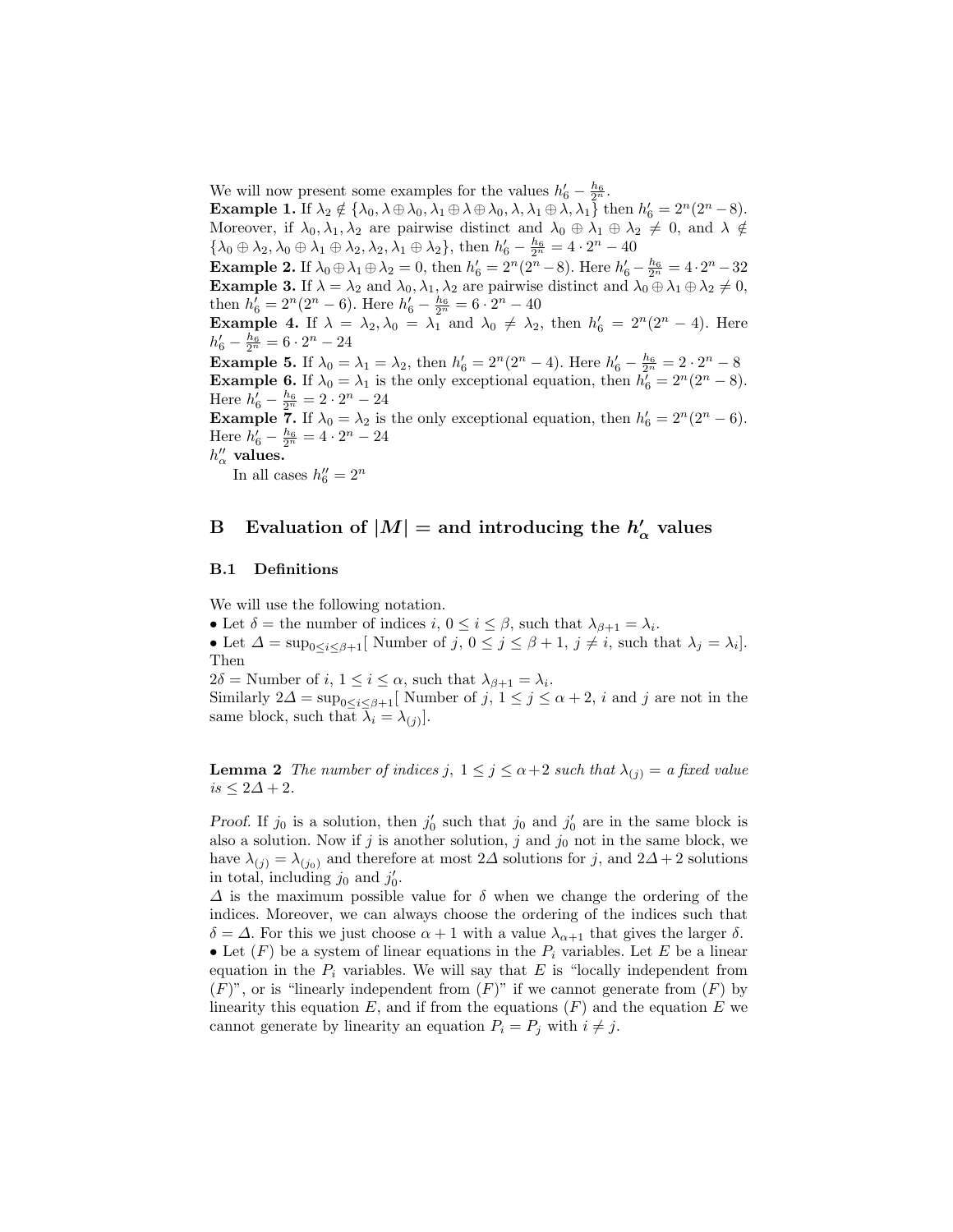We will now present some examples for the values $h'_6 - \frac{h_6}{2^n}$.

**Example 1.** If $\lambda_2 \notin \{\lambda_0, \lambda \oplus \lambda_0, \lambda_1 \oplus \lambda \oplus \lambda_0, \lambda, \lambda_1 \oplus \lambda, \lambda_1\}$ then $h'_6 = 2^n(2^n - 8)$. Moreover, if $\lambda_0, \lambda_1, \lambda_2$ are pairwise distinct and $\lambda_0 \oplus \lambda_1 \oplus \lambda_2 \neq 0$, and $\lambda \notin \{\lambda_0 \oplus \lambda_2, \lambda_0 \oplus \lambda_1 \oplus \lambda_2, \lambda_2, \lambda_1 \oplus \lambda_2\}$, then $h'_6 - \frac{h_6}{2^n} = 4 \cdot 2^n - 40$

**Example 2.** If $\lambda_0 \oplus \lambda_1 \oplus \lambda_2 = 0$, then $h'_6 = 2^n(2^n - 8)$. Here $h'_6 - \frac{h_6}{2^n} = 4 \cdot 2^n - 32$

**Example 3.** If $\lambda = \lambda_2$ and $\lambda_0, \lambda_1, \lambda_2$ are pairwise distinct and $\lambda_0 \oplus \lambda_1 \oplus \lambda_2 \neq 0$, then $h'_6 = 2^n(2^n - 6)$. Here $h'_6 - \frac{h_6}{2^n} = 6 \cdot 2^n - 40$

**Example 4.** If $\lambda = \lambda_2, \lambda_0 = \lambda_1$ and $\lambda_0 \neq \lambda_2$, then $h'_6 = 2^n(2^n - 4)$. Here $h'_6 - \frac{h_6}{2^n} = 6 \cdot 2^n - 24$

**Example 5.** If $\lambda_0 = \lambda_1 = \lambda_2$, then $h'_6 = 2^n(2^n - 4)$. Here $h'_6 - \frac{h_6}{2^n} = 2 \cdot 2^n - 8$

**Example 6.** If $\lambda_0 = \lambda_1$ is the only exceptional equation, then $h'_6 = 2^n(2^n - 8)$. Here $h'_6 - \frac{h_6}{2^n} = 2 \cdot 2^n - 24$

**Example 7.** If $\lambda_0 = \lambda_2$ is the only exceptional equation, then $h'_6 = 2^n(2^n - 6)$. Here $h'_6 - \frac{h_6}{2^n} = 4 \cdot 2^n - 24$

**$h''_\alpha$ values.**

In all cases $h''_6 = 2^n$

## B Evaluation of $|M| =$ and introducing the $h'_\alpha$ values

### B.1 Definitions

We will use the following notation.

• Let $\delta =$ the number of indices $i$, $0 \leq i \leq \beta$, such that $\lambda_{\beta+1} = \lambda_i$.

• Let $\Delta = \sup_{0 \leq i \leq \beta+1}[$ Number of $j$, $0 \leq j \leq \beta + 1$, $j \neq i$, such that $\lambda_j = \lambda_i]$. Then

$2\delta =$ Number of $i$, $1 \leq i \leq \alpha$, such that $\lambda_{\beta+1} = \lambda_i$.

Similarly $2\Delta = \sup_{0 \leq i \leq \beta+1}[$ Number of $j$, $1 \leq j \leq \alpha + 2$, $i$ and $j$ are not in the same block, such that $\lambda_i = \lambda_{(j)}]$.

**Lemma 2** *The number of indices $j$, $1 \leq j \leq \alpha+2$ such that $\lambda_{(j)} =$ a fixed value is $\leq 2\Delta + 2$.*

*Proof.* If $j_0$ is a solution, then $j'_0$ such that $j_0$ and $j'_0$ are in the same block is also a solution. Now if $j$ is another solution, $j$ and $j_0$ not in the same block, we have $\lambda_{(j)} = \lambda_{(j_0)}$ and therefore at most $2\Delta$ solutions for $j$, and $2\Delta + 2$ solutions in total, including $j_0$ and $j'_0$.

$\Delta$ is the maximum possible value for $\delta$ when we change the ordering of the indices. Moreover, we can always choose the ordering of the indices such that $\delta = \Delta$. For this we just choose $\alpha + 1$ with a value $\lambda_{\alpha+1}$ that gives the larger $\delta$.

• Let $(F)$ be a system of linear equations in the $P_i$ variables. Let $E$ be a linear equation in the $P_i$ variables. We will say that $E$ is "locally independent from $(F)$", or is "linearly independent from $(F)$" if we cannot generate from $(F)$ by linearity this equation $E$, and if from the equations $(F)$ and the equation $E$ we cannot generate by linearity an equation $P_i = P_j$ with $i \neq j$.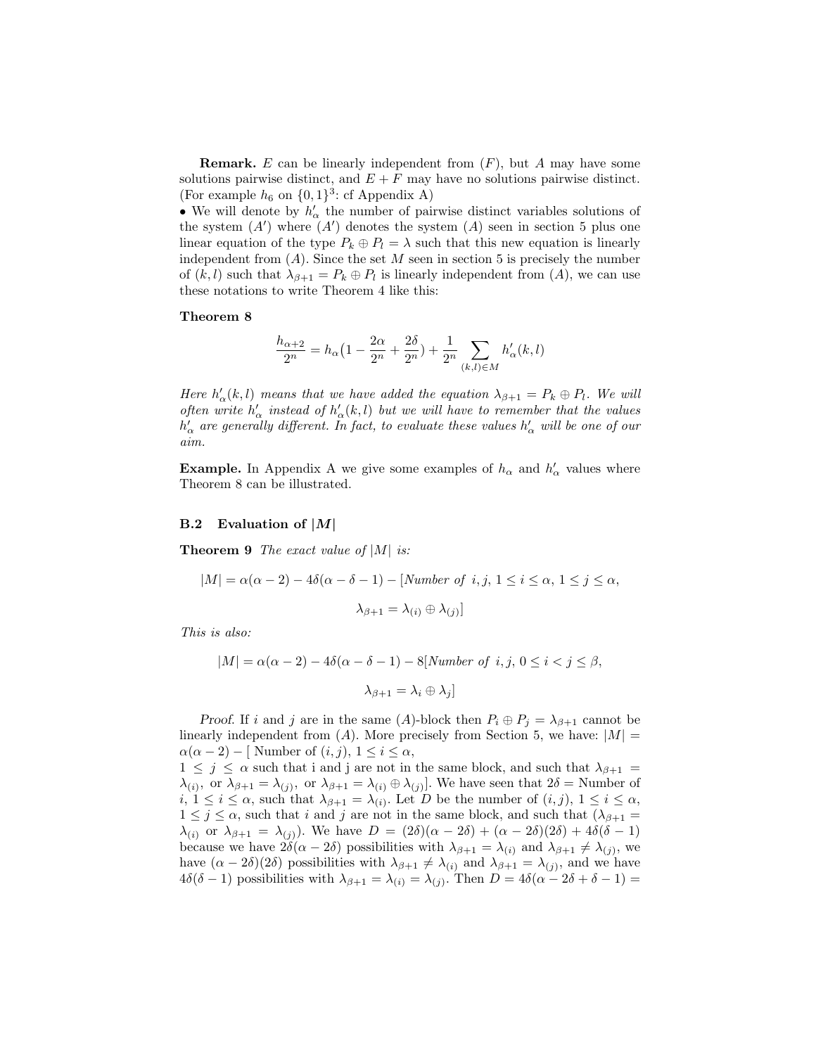**Remark.** $E$ can be linearly independent from $(F)$, but $A$ may have some solutions pairwise distinct, and $E + F$ may have no solutions pairwise distinct. (For example $h_6$ on $\{0,1\}^3$: cf Appendix A)

• We will denote by $h'_\alpha$ the number of pairwise distinct variables solutions of the system $(A')$ where $(A')$ denotes the system $(A)$ seen in section 5 plus one linear equation of the type $P_k \oplus P_l = \lambda$ such that this new equation is linearly independent from $(A)$. Since the set $M$ seen in section 5 is precisely the number of $(k, l)$ such that $\lambda_{\beta+1} = P_k \oplus P_l$ is linearly independent from $(A)$, we can use these notations to write Theorem 4 like this:

**Theorem 8**

$$\frac{h_{\alpha+2}}{2^n} = h_\alpha\big(1 - \frac{2\alpha}{2^n} + \frac{2\delta}{2^n}\big) + \frac{1}{2^n}\sum_{(k,l)\in M} h'_\alpha(k,l)$$

*Here $h'_\alpha(k,l)$ means that we have added the equation $\lambda_{\beta+1} = P_k \oplus P_l$. We will often write $h'_\alpha$ instead of $h'_\alpha(k,l)$ but we will have to remember that the values $h'_\alpha$ are generally different. In fact, to evaluate these values $h'_\alpha$ will be one of our aim.*

**Example.** In Appendix A we give some examples of $h_\alpha$ and $h'_\alpha$ values where Theorem 8 can be illustrated.

### B.2 Evaluation of $|M|$

**Theorem 9** *The exact value of $|M|$ is:*

$$|M| = \alpha(\alpha-2) - 4\delta(\alpha-\delta-1) - [\textit{Number of } i,j,\ 1 \le i \le \alpha,\ 1 \le j \le \alpha,$$
$$\lambda_{\beta+1} = \lambda_{(i)} \oplus \lambda_{(j)}]$$

*This is also:*

$$|M| = \alpha(\alpha-2) - 4\delta(\alpha-\delta-1) - 8[\textit{Number of } i,j,\ 0 \le i < j \le \beta,$$
$$\lambda_{\beta+1} = \lambda_i \oplus \lambda_j]$$

*Proof.* If $i$ and $j$ are in the same $(A)$-block then $P_i \oplus P_j = \lambda_{\beta+1}$ cannot be linearly independent from $(A)$. More precisely from Section 5, we have: $|M| = \alpha(\alpha-2) - [$ Number of $(i,j)$, $1 \le i \le \alpha$, $1 \le j \le \alpha$ such that i and j are not in the same block, and such that $\lambda_{\beta+1} = \lambda_{(i)}$, or $\lambda_{\beta+1} = \lambda_{(j)}$, or $\lambda_{\beta+1} = \lambda_{(i)} \oplus \lambda_{(j)}]$. We have seen that $2\delta =$ Number of $i$, $1 \le i \le \alpha$, such that $\lambda_{\beta+1} = \lambda_{(i)}$. Let $D$ be the number of $(i,j)$, $1 \le i \le \alpha$, $1 \le j \le \alpha$, such that $i$ and $j$ are not in the same block, and such that $(\lambda_{\beta+1} = \lambda_{(i)}$ or $\lambda_{\beta+1} = \lambda_{(j)})$. We have $D = (2\delta)(\alpha - 2\delta) + (\alpha - 2\delta)(2\delta) + 4\delta(\delta - 1)$ because we have $2\delta(\alpha - 2\delta)$ possibilities with $\lambda_{\beta+1} = \lambda_{(i)}$ and $\lambda_{\beta+1} \ne \lambda_{(j)}$, we have $(\alpha - 2\delta)(2\delta)$ possibilities with $\lambda_{\beta+1} \ne \lambda_{(i)}$ and $\lambda_{\beta+1} = \lambda_{(j)}$, and we have $4\delta(\delta-1)$ possibilities with $\lambda_{\beta+1} = \lambda_{(i)} = \lambda_{(j)}$. Then $D = 4\delta(\alpha - 2\delta + \delta - 1) =$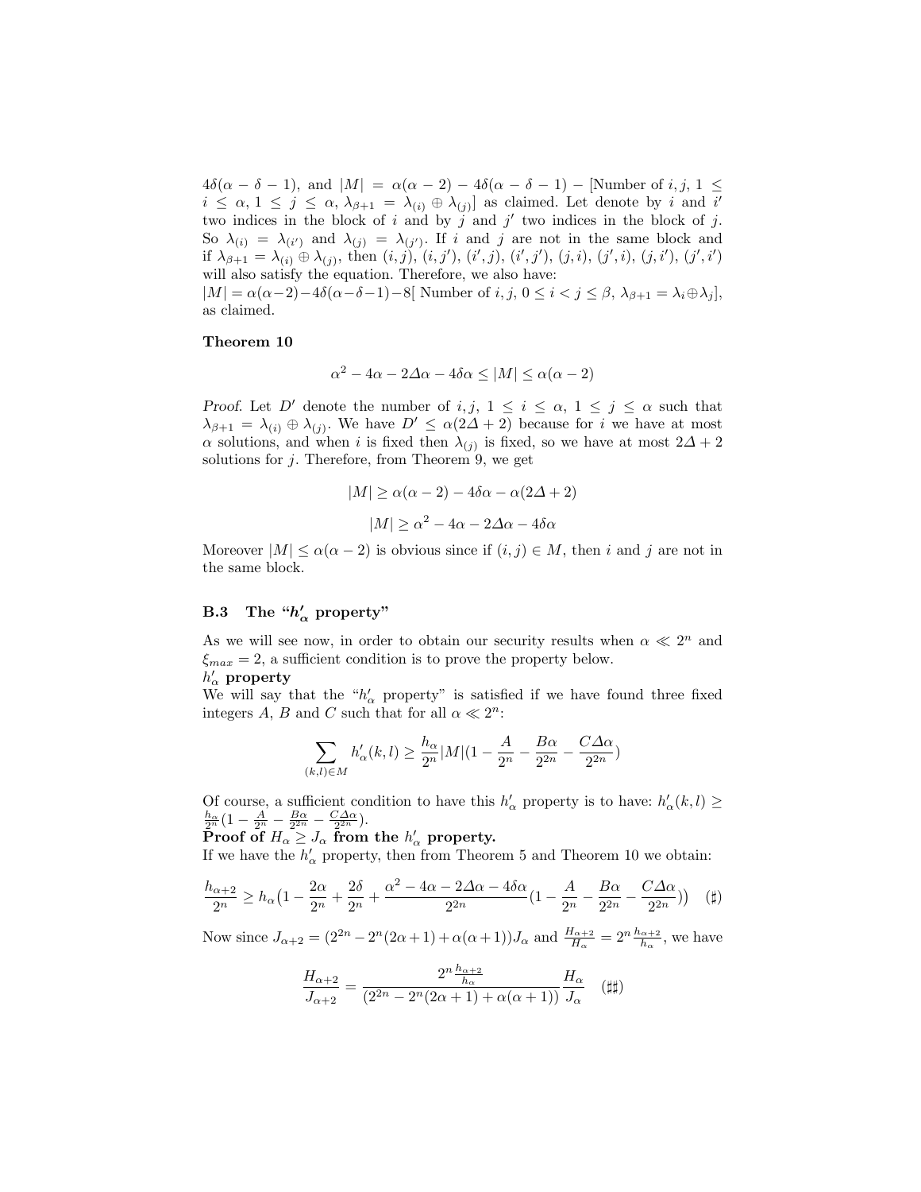$4\delta(\alpha - \delta - 1)$, and $|M| = \alpha(\alpha - 2) - 4\delta(\alpha - \delta - 1) -$ [Number of $i, j$, $1 \leq i \leq \alpha$, $1 \leq j \leq \alpha$, $\lambda_{\beta+1} = \lambda_{(i)} \oplus \lambda_{(j)}$] as claimed. Let denote by $i$ and $i'$ two indices in the block of $i$ and by $j$ and $j'$ two indices in the block of $j$. So $\lambda_{(i)} = \lambda_{(i')}$ and $\lambda_{(j)} = \lambda_{(j')}$. If $i$ and $j$ are not in the same block and if $\lambda_{\beta+1} = \lambda_{(i)} \oplus \lambda_{(j)}$, then $(i,j)$, $(i,j')$, $(i',j)$, $(i',j')$, $(j,i)$, $(j',i)$, $(j,i')$, $(j',i')$ will also satisfy the equation. Therefore, we also have:
$|M| = \alpha(\alpha-2) - 4\delta(\alpha-\delta-1) - 8$[ Number of $i, j$, $0 \leq i < j \leq \beta$, $\lambda_{\beta+1} = \lambda_i \oplus \lambda_j$], as claimed.

**Theorem 10**

$$\alpha^2 - 4\alpha - 2\Delta\alpha - 4\delta\alpha \leq |M| \leq \alpha(\alpha - 2)$$

*Proof.* Let $D'$ denote the number of $i, j$, $1 \leq i \leq \alpha$, $1 \leq j \leq \alpha$ such that $\lambda_{\beta+1} = \lambda_{(i)} \oplus \lambda_{(j)}$. We have $D' \leq \alpha(2\Delta + 2)$ because for $i$ we have at most $\alpha$ solutions, and when $i$ is fixed then $\lambda_{(j)}$ is fixed, so we have at most $2\Delta + 2$ solutions for $j$. Therefore, from Theorem 9, we get

$$|M| \geq \alpha(\alpha - 2) - 4\delta\alpha - \alpha(2\Delta + 2)$$

$$|M| \geq \alpha^2 - 4\alpha - 2\Delta\alpha - 4\delta\alpha$$

Moreover $|M| \leq \alpha(\alpha - 2)$ is obvious since if $(i,j) \in M$, then $i$ and $j$ are not in the same block.

### B.3 The "$h'_\alpha$ property"

As we will see now, in order to obtain our security results when $\alpha \ll 2^n$ and $\xi_{max} = 2$, a sufficient condition is to prove the property below.

**$h'_\alpha$ property**

We will say that the "$h'_\alpha$ property" is satisfied if we have found three fixed integers $A$, $B$ and $C$ such that for all $\alpha \ll 2^n$:

$$\sum_{(k,l) \in M} h'_\alpha(k,l) \geq \frac{h_\alpha}{2^n}|M|\left(1 - \frac{A}{2^n} - \frac{B\alpha}{2^{2n}} - \frac{C\Delta\alpha}{2^{2n}}\right)$$

Of course, a sufficient condition to have this $h'_\alpha$ property is to have: $h'_\alpha(k,l) \geq \frac{h_\alpha}{2^n}(1 - \frac{A}{2^n} - \frac{B\alpha}{2^{2n}} - \frac{C\Delta\alpha}{2^{2n}})$.

**Proof of $H_\alpha \geq J_\alpha$ from the $h'_\alpha$ property.**

If we have the $h'_\alpha$ property, then from Theorem 5 and Theorem 10 we obtain:

$$\frac{h_{\alpha+2}}{2^n} \geq h_\alpha\left(1 - \frac{2\alpha}{2^n} + \frac{2\delta}{2^n} + \frac{\alpha^2 - 4\alpha - 2\Delta\alpha - 4\delta\alpha}{2^{2n}}\left(1 - \frac{A}{2^n} - \frac{B\alpha}{2^{2n}} - \frac{C\Delta\alpha}{2^{2n}}\right)\right) \quad (\sharp)$$

Now since $J_{\alpha+2} = (2^{2n} - 2^n(2\alpha+1) + \alpha(\alpha+1))J_\alpha$ and $\frac{H_{\alpha+2}}{H_\alpha} = 2^n\frac{h_{\alpha+2}}{h_\alpha}$, we have

$$\frac{H_{\alpha+2}}{J_{\alpha+2}} = \frac{2^n\frac{h_{\alpha+2}}{h_\alpha}}{(2^{2n} - 2^n(2\alpha+1) + \alpha(\alpha+1))}\frac{H_\alpha}{J_\alpha} \quad (\sharp\sharp)$$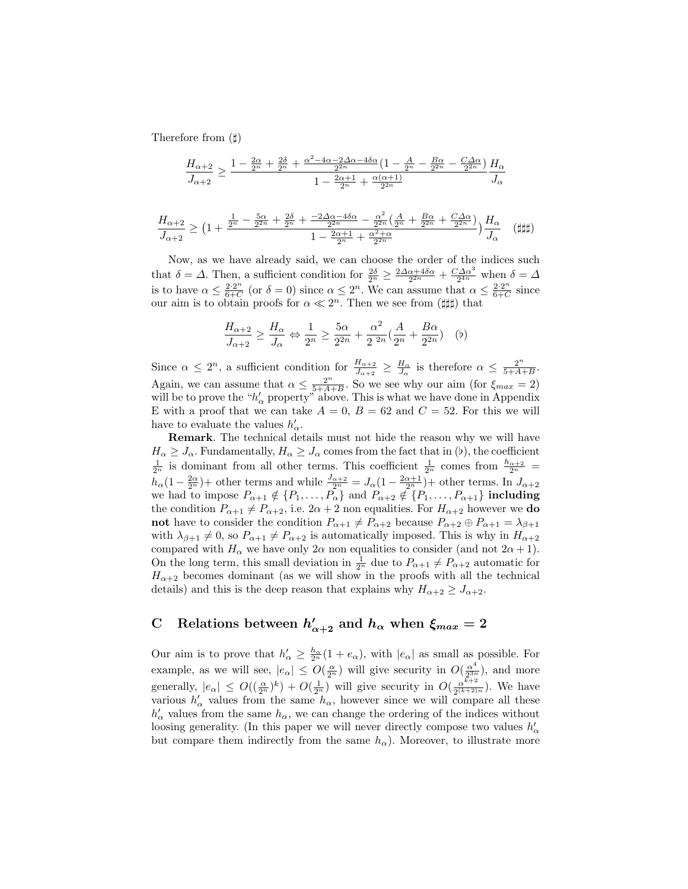Therefore from (♯)

$$\frac{H_{\alpha+2}}{J_{\alpha+2}} \geq \frac{1-\frac{2\alpha}{2^n}+\frac{2\delta}{2^n}+\frac{\alpha^2-4\alpha-2\Delta\alpha-4\delta\alpha}{2^{2n}}(1-\frac{A}{2^n}-\frac{B\alpha}{2^{2n}}-\frac{C\Delta\alpha}{2^{2n}})}{1-\frac{2\alpha+1}{2^n}+\frac{\alpha(\alpha+1)}{2^{2n}}}\frac{H_\alpha}{J_\alpha}$$

$$\frac{H_{\alpha+2}}{J_{\alpha+2}} \geq \left(1+\frac{\frac{1}{2^n}-\frac{5\alpha}{2^{2n}}+\frac{2\delta}{2^n}+\frac{-2\Delta\alpha-4\delta\alpha}{2^{2n}}-\frac{\alpha^2}{2^{2n}}(\frac{A}{2^n}+\frac{B\alpha}{2^{2n}}+\frac{C\Delta\alpha}{2^{2n}})}{1-\frac{2\alpha+1}{2^n}+\frac{\alpha^2+\alpha}{2^{2n}}}\right)\frac{H_\alpha}{J_\alpha} \quad (♯♯♯)$$

Now, as we have already said, we can choose the order of the indices such that $\delta = \Delta$. Then, a sufficient condition for $\frac{2\delta}{2^n} \geq \frac{2\Delta\alpha+4\delta\alpha}{2^{2n}} + \frac{C\Delta\alpha^3}{2^{4n}}$ when $\delta = \Delta$ is to have $\alpha \leq \frac{2\cdot 2^n}{6+C}$ (or $\delta = 0$) since $\alpha \leq 2^n$. We can assume that $\alpha \leq \frac{2\cdot 2^n}{6+C}$ since our aim is to obtain proofs for $\alpha \ll 2^n$. Then we see from (♯♯♯) that

$$\frac{H_{\alpha+2}}{J_{\alpha+2}} \geq \frac{H_\alpha}{J_\alpha} \Leftrightarrow \frac{1}{2^n} \geq \frac{5\alpha}{2^{2n}} + \frac{\alpha^2}{2^{\ 2n}}(\frac{A}{2^n}+\frac{B\alpha}{2^{2n}}) \quad (♭)$$

Since $\alpha \leq 2^n$, a sufficient condition for $\frac{H_{\alpha+2}}{J_{\alpha+2}} \geq \frac{H_\alpha}{J_\alpha}$ is therefore $\alpha \leq \frac{2^n}{5+A+B}$. Again, we can assume that $\alpha \leq \frac{2^n}{5+A+B}$. So we see why our aim (for $\xi_{max} = 2$) will be to prove the "$h'_\alpha$ property" above. This is what we have done in Appendix E with a proof that we can take $A = 0$, $B = 62$ and $C = 52$. For this we will have to evaluate the values $h'_\alpha$.

**Remark**. The technical details must not hide the reason why we will have $H_\alpha \geq J_\alpha$. Fundamentally, $H_\alpha \geq J_\alpha$ comes from the fact that in (♭), the coefficient $\frac{1}{2^n}$ is dominant from all other terms. This coefficient $\frac{1}{2^n}$ comes from $\frac{h_{\alpha+2}}{2^n} = h_\alpha(1-\frac{2\alpha}{2^n})+$ other terms and while $\frac{J_{\alpha+2}}{2^n} = J_\alpha(1-\frac{2\alpha+1}{2^n})+$ other terms. In $J_{\alpha+2}$ we had to impose $P_{\alpha+1} \notin \{P_1,\ldots,P_\alpha\}$ and $P_{\alpha+2} \notin \{P_1,\ldots,P_{\alpha+1}\}$ **including** the condition $P_{\alpha+1} \neq P_{\alpha+2}$, i.e. $2\alpha+2$ non equalities. For $H_{\alpha+2}$ however we **do not** have to consider the condition $P_{\alpha+1} \neq P_{\alpha+2}$ because $P_{\alpha+2} \oplus P_{\alpha+1} = \lambda_{\beta+1}$ with $\lambda_{\beta+1} \neq 0$, so $P_{\alpha+1} \neq P_{\alpha+2}$ is automatically imposed. This is why in $H_{\alpha+2}$ compared with $H_\alpha$ we have only $2\alpha$ non equalities to consider (and not $2\alpha+1$). On the long term, this small deviation in $\frac{1}{2^n}$ due to $P_{\alpha+1} \neq P_{\alpha+2}$ automatic for $H_{\alpha+2}$ becomes dominant (as we will show in the proofs with all the technical details) and this is the deep reason that explains why $H_{\alpha+2} \geq J_{\alpha+2}$.

## C Relations between $h'_{\alpha+2}$ and $h_\alpha$ when $\xi_{max} = 2$

Our aim is to prove that $h'_\alpha \geq \frac{h_\alpha}{2^n}(1+e_\alpha)$, with $|e_\alpha|$ as small as possible. For example, as we will see, $|e_\alpha| \leq O(\frac{\alpha}{2^n})$ will give security in $O(\frac{\alpha^4}{2^{3n}})$, and more generally, $|e_\alpha| \leq O((\frac{\alpha}{2^n})^k) + O(\frac{1}{2^n})$ will give security in $O(\frac{\alpha^{k+2}}{2^{(k+2)n}})$. We have various $h'_\alpha$ values from the same $h_\alpha$, however since we will compare all these $h'_\alpha$ values from the same $h_\alpha$, we can change the ordering of the indices without loosing generality. (In this paper we will never directly compose two values $h'_\alpha$ but compare them indirectly from the same $h_\alpha$). Moreover, to illustrate more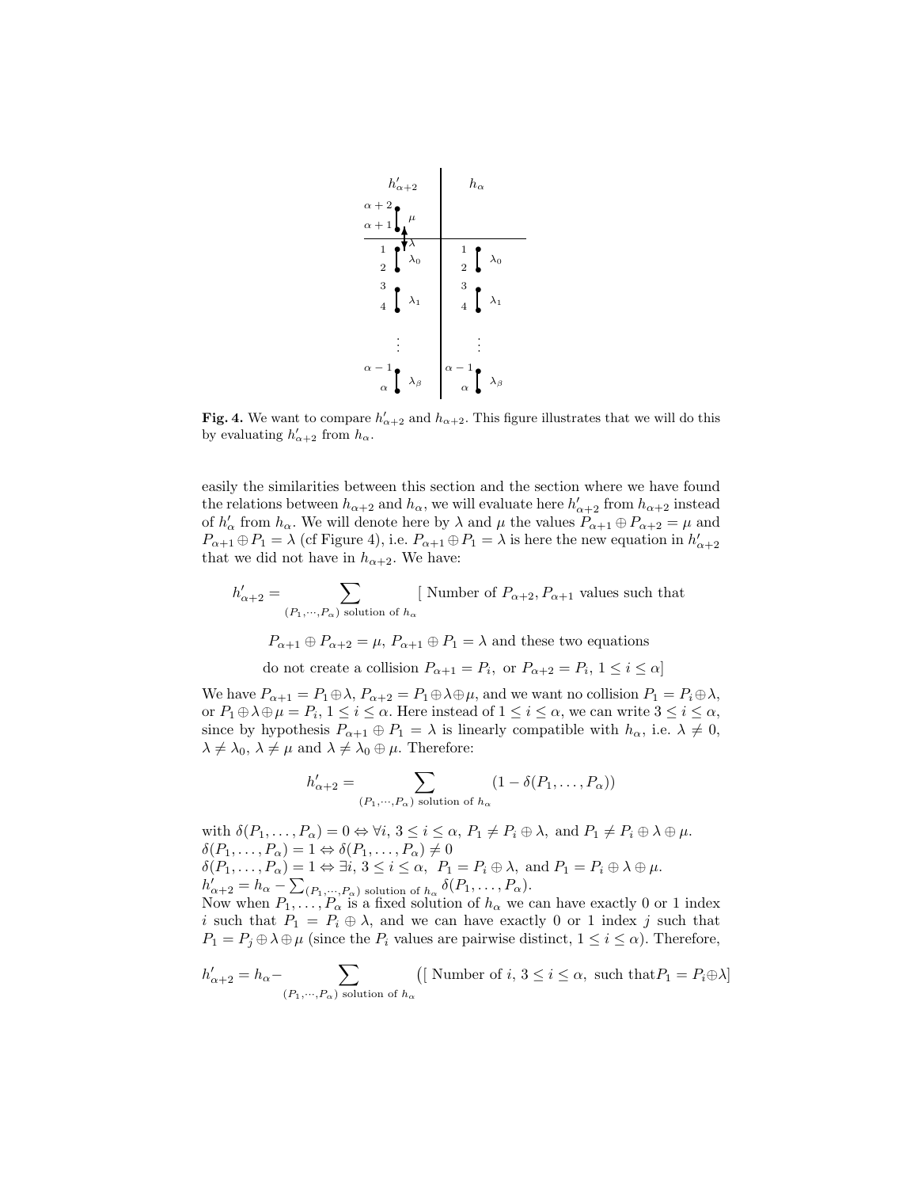**Fig. 4.** We want to compare $h'_{\alpha+2}$ and $h_{\alpha+2}$. This figure illustrates that we will do this by evaluating $h'_{\alpha+2}$ from $h_\alpha$.

easily the similarities between this section and the section where we have found the relations between $h_{\alpha+2}$ and $h_\alpha$, we will evaluate here $h'_{\alpha+2}$ from $h_{\alpha+2}$ instead of $h'_\alpha$ from $h_\alpha$. We will denote here by $\lambda$ and $\mu$ the values $P_{\alpha+1} \oplus P_{\alpha+2} = \mu$ and $P_{\alpha+1} \oplus P_1 = \lambda$ (cf Figure 4), i.e. $P_{\alpha+1} \oplus P_1 = \lambda$ is here the new equation in $h'_{\alpha+2}$ that we did not have in $h_{\alpha+2}$. We have:

$$h'_{\alpha+2} = \sum_{(P_1,\cdots,P_\alpha) \text{ solution of } h_\alpha} [\text{ Number of } P_{\alpha+2}, P_{\alpha+1} \text{ values such that}$$

$$P_{\alpha+1} \oplus P_{\alpha+2} = \mu,\ P_{\alpha+1} \oplus P_1 = \lambda \text{ and these two equations}$$

$$\text{do not create a collision } P_{\alpha+1} = P_i, \text{ or } P_{\alpha+2} = P_i,\ 1 \le i \le \alpha]$$

We have $P_{\alpha+1} = P_1 \oplus \lambda$, $P_{\alpha+2} = P_1 \oplus \lambda \oplus \mu$, and we want no collision $P_1 = P_i \oplus \lambda$, or $P_1 \oplus \lambda \oplus \mu = P_i$, $1 \le i \le \alpha$. Here instead of $1 \le i \le \alpha$, we can write $3 \le i \le \alpha$, since by hypothesis $P_{\alpha+1} \oplus P_1 = \lambda$ is linearly compatible with $h_\alpha$, i.e. $\lambda \ne 0$, $\lambda \ne \lambda_0$, $\lambda \ne \mu$ and $\lambda \ne \lambda_0 \oplus \mu$. Therefore:

$$h'_{\alpha+2} = \sum_{(P_1,\cdots,P_\alpha) \text{ solution of } h_\alpha} (1 - \delta(P_1, \ldots, P_\alpha))$$

with $\delta(P_1, \ldots, P_\alpha) = 0 \Leftrightarrow \forall i,\ 3 \le i \le \alpha,\ P_1 \ne P_i \oplus \lambda,$ and $P_1 \ne P_i \oplus \lambda \oplus \mu$.
$\delta(P_1, \ldots, P_\alpha) = 1 \Leftrightarrow \delta(P_1, \ldots, P_\alpha) \ne 0$
$\delta(P_1, \ldots, P_\alpha) = 1 \Leftrightarrow \exists i,\ 3 \le i \le \alpha,\ \ P_1 = P_i \oplus \lambda,$ and $P_1 = P_i \oplus \lambda \oplus \mu$.
$h'_{\alpha+2} = h_\alpha - \sum_{(P_1,\cdots,P_\alpha) \text{ solution of } h_\alpha} \delta(P_1, \ldots, P_\alpha)$.
Now when $P_1, \ldots, P_\alpha$ is a fixed solution of $h_\alpha$ we can have exactly 0 or 1 index $i$ such that $P_1 = P_i \oplus \lambda$, and we can have exactly 0 or 1 index $j$ such that $P_1 = P_j \oplus \lambda \oplus \mu$ (since the $P_i$ values are pairwise distinct, $1 \le i \le \alpha$). Therefore,

$$h'_{\alpha+2} = h_\alpha - \sum_{(P_1,\cdots,P_\alpha) \text{ solution of } h_\alpha} \big([\text{ Number of } i,\ 3 \le i \le \alpha, \text{ such that} P_1 = P_i \oplus \lambda]$$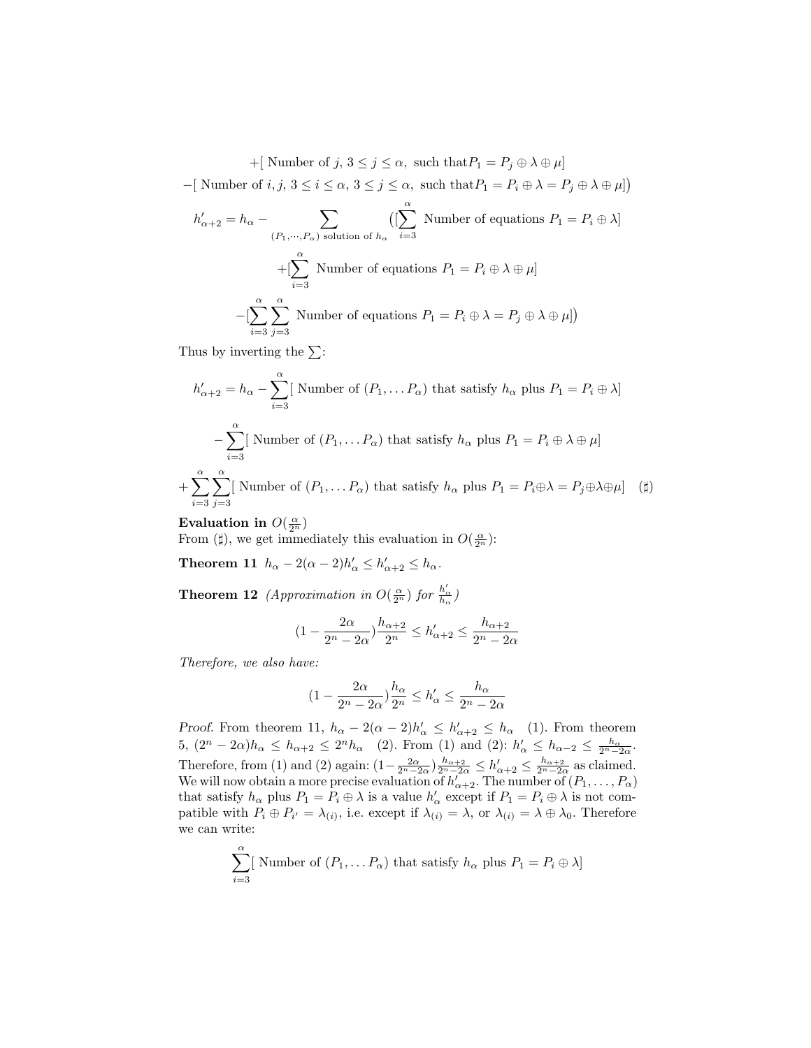$$+[\text{ Number of } j,\ 3 \le j \le \alpha,\ \text{ such that} P_1 = P_j \oplus \lambda \oplus \mu]$$

$$-[\text{ Number of } i, j,\ 3 \le i \le \alpha,\ 3 \le j \le \alpha,\ \text{ such that} P_1 = P_i \oplus \lambda = P_j \oplus \lambda \oplus \mu]\big)$$

$$h'_{\alpha+2} = h_\alpha - \sum_{(P_1,\cdots,P_\alpha) \text{ solution of } h_\alpha} \big([\sum_{i=3}^{\alpha} \text{ Number of equations } P_1 = P_i \oplus \lambda]$$

$$+[\sum_{i=3}^{\alpha} \text{ Number of equations } P_1 = P_i \oplus \lambda \oplus \mu]$$

$$-[\sum_{i=3}^{\alpha}\sum_{j=3}^{\alpha} \text{ Number of equations } P_1 = P_i \oplus \lambda = P_j \oplus \lambda \oplus \mu]\big)$$

Thus by inverting the $\sum$:

$$h'_{\alpha+2} = h_\alpha - \sum_{i=3}^{\alpha}[\text{ Number of } (P_1, \ldots P_\alpha) \text{ that satisfy } h_\alpha \text{ plus } P_1 = P_i \oplus \lambda]$$

$$-\sum_{i=3}^{\alpha}[\text{ Number of } (P_1, \ldots P_\alpha) \text{ that satisfy } h_\alpha \text{ plus } P_1 = P_i \oplus \lambda \oplus \mu]$$

$$+\sum_{i=3}^{\alpha}\sum_{j=3}^{\alpha}[\text{ Number of } (P_1, \ldots P_\alpha) \text{ that satisfy } h_\alpha \text{ plus } P_1 = P_i \oplus \lambda = P_j \oplus \lambda \oplus \mu] \quad (\sharp)$$

**Evaluation in $O(\frac{\alpha}{2^n})$**

From $(\sharp)$, we get immediately this evaluation in $O(\frac{\alpha}{2^n})$:

**Theorem 11** $h_\alpha - 2(\alpha-2)h'_\alpha \le h'_{\alpha+2} \le h_\alpha$.

**Theorem 12** *(Approximation in $O(\frac{\alpha}{2^n})$ for $\frac{h'_\alpha}{h_\alpha}$)*

$$(1 - \frac{2\alpha}{2^n - 2\alpha})\frac{h_{\alpha+2}}{2^n} \le h'_{\alpha+2} \le \frac{h_{\alpha+2}}{2^n - 2\alpha}$$

*Therefore, we also have:*

$$(1 - \frac{2\alpha}{2^n - 2\alpha})\frac{h_\alpha}{2^n} \le h'_\alpha \le \frac{h_\alpha}{2^n - 2\alpha}$$

*Proof.* From theorem 11, $h_\alpha - 2(\alpha-2)h'_\alpha \le h'_{\alpha+2} \le h_\alpha$ (1). From theorem 5, $(2^n - 2\alpha)h_\alpha \le h_{\alpha+2} \le 2^n h_\alpha$ (2). From (1) and (2): $h'_\alpha \le h_{\alpha-2} \le \frac{h_\alpha}{2^n-2\alpha}$. Therefore, from (1) and (2) again: $(1-\frac{2\alpha}{2^n-2\alpha})\frac{h_{\alpha+2}}{2^n-2\alpha} \le h'_{\alpha+2} \le \frac{h_{\alpha+2}}{2^n-2\alpha}$ as claimed.

We will now obtain a more precise evaluation of $h'_{\alpha+2}$. The number of $(P_1, \ldots, P_\alpha)$ that satisfy $h_\alpha$ plus $P_1 = P_i \oplus \lambda$ is a value $h'_\alpha$ except if $P_1 = P_i \oplus \lambda$ is not compatible with $P_i \oplus P_{i'} = \lambda_{(i)}$, i.e. except if $\lambda_{(i)} = \lambda$, or $\lambda_{(i)} = \lambda \oplus \lambda_0$. Therefore we can write:

$$\sum_{i=3}^{\alpha}[\text{ Number of } (P_1, \ldots P_\alpha) \text{ that satisfy } h_\alpha \text{ plus } P_1 = P_i \oplus \lambda]$$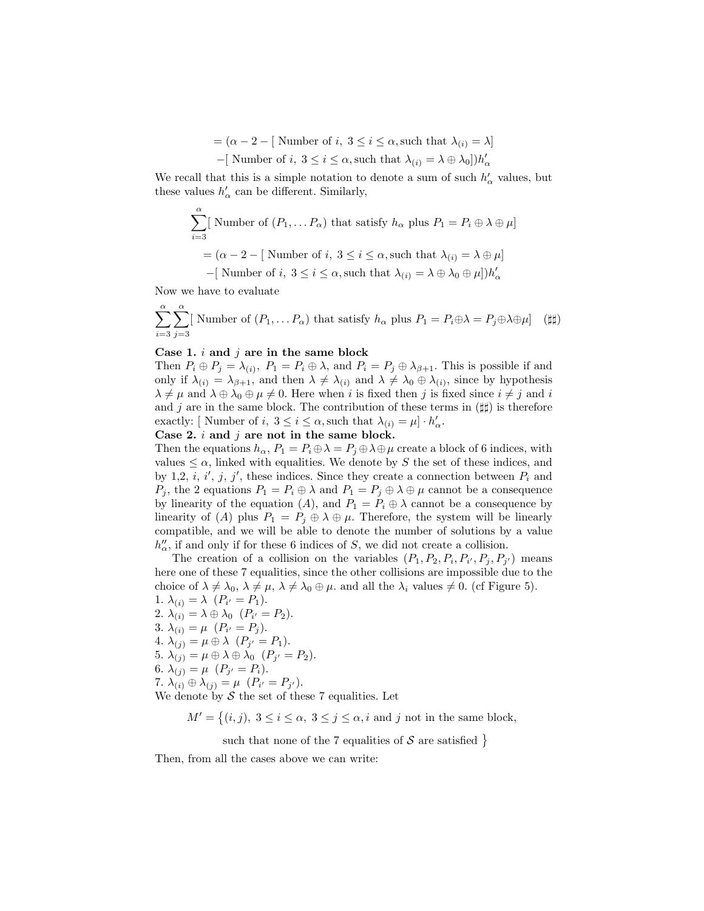$$= (\alpha - 2 - [\text{ Number of } i,\ 3 \leq i \leq \alpha, \text{such that } \lambda_{(i)} = \lambda]$$
$$-[\text{ Number of } i,\ 3 \leq i \leq \alpha, \text{such that } \lambda_{(i)} = \lambda \oplus \lambda_0])h'_\alpha$$

We recall that this is a simple notation to denote a sum of such $h'_\alpha$ values, but these values $h'_\alpha$ can be different. Similarly,

$$\sum_{i=3}^{\alpha}[\text{ Number of } (P_1, \ldots P_\alpha) \text{ that satisfy } h_\alpha \text{ plus } P_1 = P_i \oplus \lambda \oplus \mu]$$
$$= (\alpha - 2 - [\text{ Number of } i,\ 3 \leq i \leq \alpha, \text{such that } \lambda_{(i)} = \lambda \oplus \mu]$$
$$-[\text{ Number of } i,\ 3 \leq i \leq \alpha, \text{such that } \lambda_{(i)} = \lambda \oplus \lambda_0 \oplus \mu])h'_\alpha$$

Now we have to evaluate

$$\sum_{i=3}^{\alpha}\sum_{j=3}^{\alpha}[\text{ Number of } (P_1, \ldots P_\alpha) \text{ that satisfy } h_\alpha \text{ plus } P_1 = P_i \oplus \lambda = P_j \oplus \lambda \oplus \mu] \quad (\sharp\sharp)$$

**Case 1. $i$ and $j$ are in the same block**

Then $P_i \oplus P_j = \lambda_{(i)}$, $P_1 = P_i \oplus \lambda$, and $P_i = P_j \oplus \lambda_{\beta+1}$. This is possible if and only if $\lambda_{(i)} = \lambda_{\beta+1}$, and then $\lambda \neq \lambda_{(i)}$ and $\lambda \neq \lambda_0 \oplus \lambda_{(i)}$, since by hypothesis $\lambda \neq \mu$ and $\lambda \oplus \lambda_0 \oplus \mu \neq 0$. Here when $i$ is fixed then $j$ is fixed since $i \neq j$ and $i$ and $j$ are in the same block. The contribution of these terms in $(\sharp\sharp)$ is therefore exactly: [ Number of $i$, $3 \leq i \leq \alpha$, such that $\lambda_{(i)} = \mu] \cdot h'_\alpha$.

**Case 2. $i$ and $j$ are not in the same block.**

Then the equations $h_\alpha$, $P_1 = P_i \oplus \lambda = P_j \oplus \lambda \oplus \mu$ create a block of 6 indices, with values $\leq \alpha$, linked with equalities. We denote by $S$ the set of these indices, and by 1,2, $i$, $i'$, $j$, $j'$, these indices. Since they create a connection between $P_i$ and $P_j$, the 2 equations $P_1 = P_i \oplus \lambda$ and $P_1 = P_j \oplus \lambda \oplus \mu$ cannot be a consequence by linearity of the equation $(A)$, and $P_1 = P_i \oplus \lambda$ cannot be a consequence by linearity of $(A)$ plus $P_1 = P_j \oplus \lambda \oplus \mu$. Therefore, the system will be linearly compatible, and we will be able to denote the number of solutions by a value $h''_\alpha$, if and only if for these 6 indices of $S$, we did not create a collision.

The creation of a collision on the variables $(P_1, P_2, P_i, P_{i'}, P_j, P_{j'})$ means here one of these 7 equalities, since the other collisions are impossible due to the choice of $\lambda \neq \lambda_0$, $\lambda \neq \mu$, $\lambda \neq \lambda_0 \oplus \mu$. and all the $\lambda_i$ values $\neq 0$. (cf Figure 5).

1. $\lambda_{(i)} = \lambda$ $(P_{i'} = P_1)$.
2. $\lambda_{(i)} = \lambda \oplus \lambda_0$ $(P_{i'} = P_2)$.
3. $\lambda_{(i)} = \mu$ $(P_{i'} = P_j)$.
4. $\lambda_{(j)} = \mu \oplus \lambda$ $(P_{j'} = P_1)$.
5. $\lambda_{(j)} = \mu \oplus \lambda \oplus \lambda_0$ $(P_{j'} = P_2)$.
6. $\lambda_{(j)} = \mu$ $(P_{j'} = P_i)$.
7. $\lambda_{(i)} \oplus \lambda_{(j)} = \mu$ $(P_{i'} = P_{j'})$.

We denote by $\mathcal{S}$ the set of these 7 equalities. Let

$$M' = \big\{(i,j),\ 3 \leq i \leq \alpha,\ 3 \leq j \leq \alpha, i \text{ and } j \text{ not in the same block,}$$
$$\text{such that none of the 7 equalities of } \mathcal{S} \text{ are satisfied } \big\}$$

Then, from all the cases above we can write: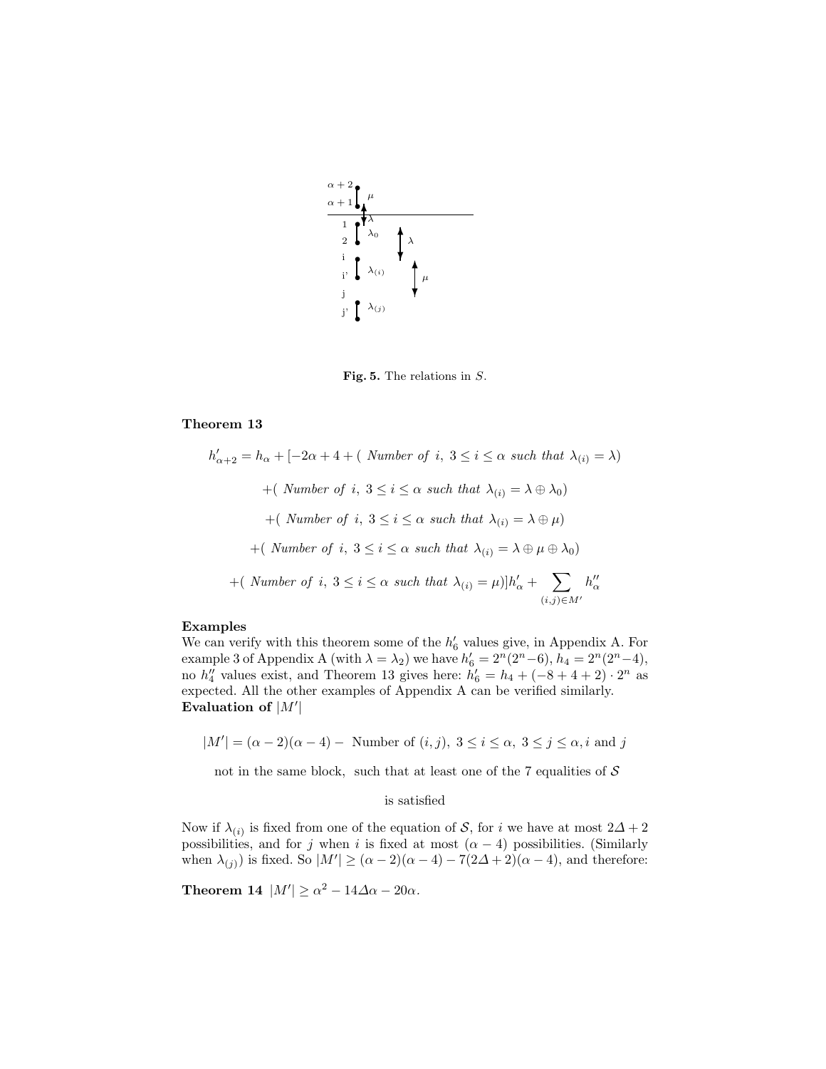**Fig. 5.** The relations in $S$.

**Theorem 13**

$$h'_{\alpha+2} = h_\alpha + [-2\alpha + 4 + (\textit{ Number of } i,\ 3 \le i \le \alpha \textit{ such that } \lambda_{(i)} = \lambda)$$

$$+(\textit{ Number of } i,\ 3 \le i \le \alpha \textit{ such that } \lambda_{(i)} = \lambda \oplus \lambda_0)$$

$$+(\textit{ Number of } i,\ 3 \le i \le \alpha \textit{ such that } \lambda_{(i)} = \lambda \oplus \mu)$$

$$+(\textit{ Number of } i,\ 3 \le i \le \alpha \textit{ such that } \lambda_{(i)} = \lambda \oplus \mu \oplus \lambda_0)$$

$$+(\textit{ Number of } i,\ 3 \le i \le \alpha \textit{ such that } \lambda_{(i)} = \mu)]h'_\alpha + \sum_{(i,j)\in M'} h''_\alpha$$

**Examples**
We can verify with this theorem some of the $h'_6$ values give, in Appendix A. For example 3 of Appendix A (with $\lambda = \lambda_2$) we have $h'_6 = 2^n(2^n-6)$, $h_4 = 2^n(2^n-4)$, no $h''_4$ values exist, and Theorem 13 gives here: $h'_6 = h_4 + (-8+4+2)\cdot 2^n$ as expected. All the other examples of Appendix A can be verified similarly.
**Evaluation of $|M'|$**

$$|M'| = (\alpha-2)(\alpha-4) - \text{ Number of } (i,j),\ 3 \le i \le \alpha,\ 3 \le j \le \alpha, i \text{ and } j$$

$$\text{not in the same block, such that at least one of the 7 equalities of } \mathcal{S}$$

$$\text{is satisfied}$$

Now if $\lambda_{(i)}$ is fixed from one of the equation of $\mathcal{S}$, for $i$ we have at most $2\Delta + 2$ possibilities, and for $j$ when $i$ is fixed at most $(\alpha - 4)$ possibilities. (Similarly when $\lambda_{(j)}$) is fixed. So $|M'| \ge (\alpha-2)(\alpha-4) - 7(2\Delta+2)(\alpha-4)$, and therefore:

**Theorem 14** $|M'| \ge \alpha^2 - 14\Delta\alpha - 20\alpha$.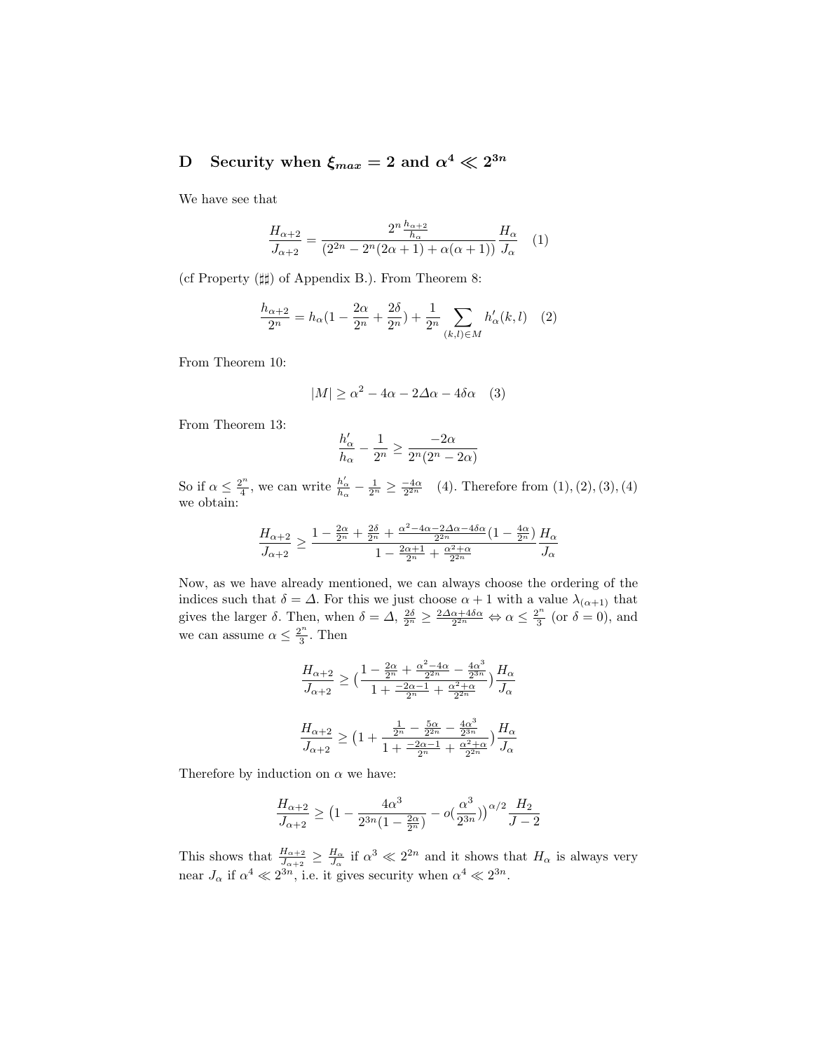## D Security when $\xi_{max} = 2$ and $\alpha^4 \ll 2^{3n}$

We have see that

$$\frac{H_{\alpha+2}}{J_{\alpha+2}} = \frac{2^n \frac{h_{\alpha+2}}{h_\alpha}}{(2^{2n} - 2^n(2\alpha+1) + \alpha(\alpha+1))} \frac{H_\alpha}{J_\alpha} \quad (1)$$

(cf Property (♯♯) of Appendix B.). From Theorem 8:

$$\frac{h_{\alpha+2}}{2^n} = h_\alpha(1 - \frac{2\alpha}{2^n} + \frac{2\delta}{2^n}) + \frac{1}{2^n} \sum_{(k,l)\in M} h'_\alpha(k,l) \quad (2)$$

From Theorem 10:

$$|M| \geq \alpha^2 - 4\alpha - 2\Delta\alpha - 4\delta\alpha \quad (3)$$

From Theorem 13:

$$\frac{h'_\alpha}{h_\alpha} - \frac{1}{2^n} \geq \frac{-2\alpha}{2^n(2^n - 2\alpha)}$$

So if $\alpha \leq \frac{2^n}{4}$, we can write $\frac{h'_\alpha}{h_\alpha} - \frac{1}{2^n} \geq \frac{-4\alpha}{2^{2n}}$ (4). Therefore from (1), (2), (3), (4) we obtain:

$$\frac{H_{\alpha+2}}{J_{\alpha+2}} \geq \frac{1 - \frac{2\alpha}{2^n} + \frac{2\delta}{2^n} + \frac{\alpha^2 - 4\alpha - 2\Delta\alpha - 4\delta\alpha}{2^{2n}}(1 - \frac{4\alpha}{2^n})}{1 - \frac{2\alpha+1}{2^n} + \frac{\alpha^2+\alpha}{2^{2n}}} \frac{H_\alpha}{J_\alpha}$$

Now, as we have already mentioned, we can always choose the ordering of the indices such that $\delta = \Delta$. For this we just choose $\alpha + 1$ with a value $\lambda_{(\alpha+1)}$ that gives the larger $\delta$. Then, when $\delta = \Delta$, $\frac{2\delta}{2^n} \geq \frac{2\Delta\alpha + 4\delta\alpha}{2^{2n}} \Leftrightarrow \alpha \leq \frac{2^n}{3}$ (or $\delta = 0$), and we can assume $\alpha \leq \frac{2^n}{3}$. Then

$$\frac{H_{\alpha+2}}{J_{\alpha+2}} \geq \big(\frac{1 - \frac{2\alpha}{2^n} + \frac{\alpha^2 - 4\alpha}{2^{2n}} - \frac{4\alpha^3}{2^{3n}}}{1 + \frac{-2\alpha-1}{2^n} + \frac{\alpha^2+\alpha}{2^{2n}}}\big) \frac{H_\alpha}{J_\alpha}$$

$$\frac{H_{\alpha+2}}{J_{\alpha+2}} \geq \big(1 + \frac{\frac{1}{2^n} - \frac{5\alpha}{2^{2n}} - \frac{4\alpha^3}{2^{3n}}}{1 + \frac{-2\alpha-1}{2^n} + \frac{\alpha^2+\alpha}{2^{2n}}}\big) \frac{H_\alpha}{J_\alpha}$$

Therefore by induction on $\alpha$ we have:

$$\frac{H_{\alpha+2}}{J_{\alpha+2}} \geq \big(1 - \frac{4\alpha^3}{2^{3n}(1 - \frac{2\alpha}{2^n})} - o(\frac{\alpha^3}{2^{3n}})\big)^{\alpha/2} \frac{H_2}{J - 2}$$

This shows that $\frac{H_{\alpha+2}}{J_{\alpha+2}} \geq \frac{H_\alpha}{J_\alpha}$ if $\alpha^3 \ll 2^{2n}$ and it shows that $H_\alpha$ is always very near $J_\alpha$ if $\alpha^4 \ll 2^{3n}$, i.e. it gives security when $\alpha^4 \ll 2^{3n}$.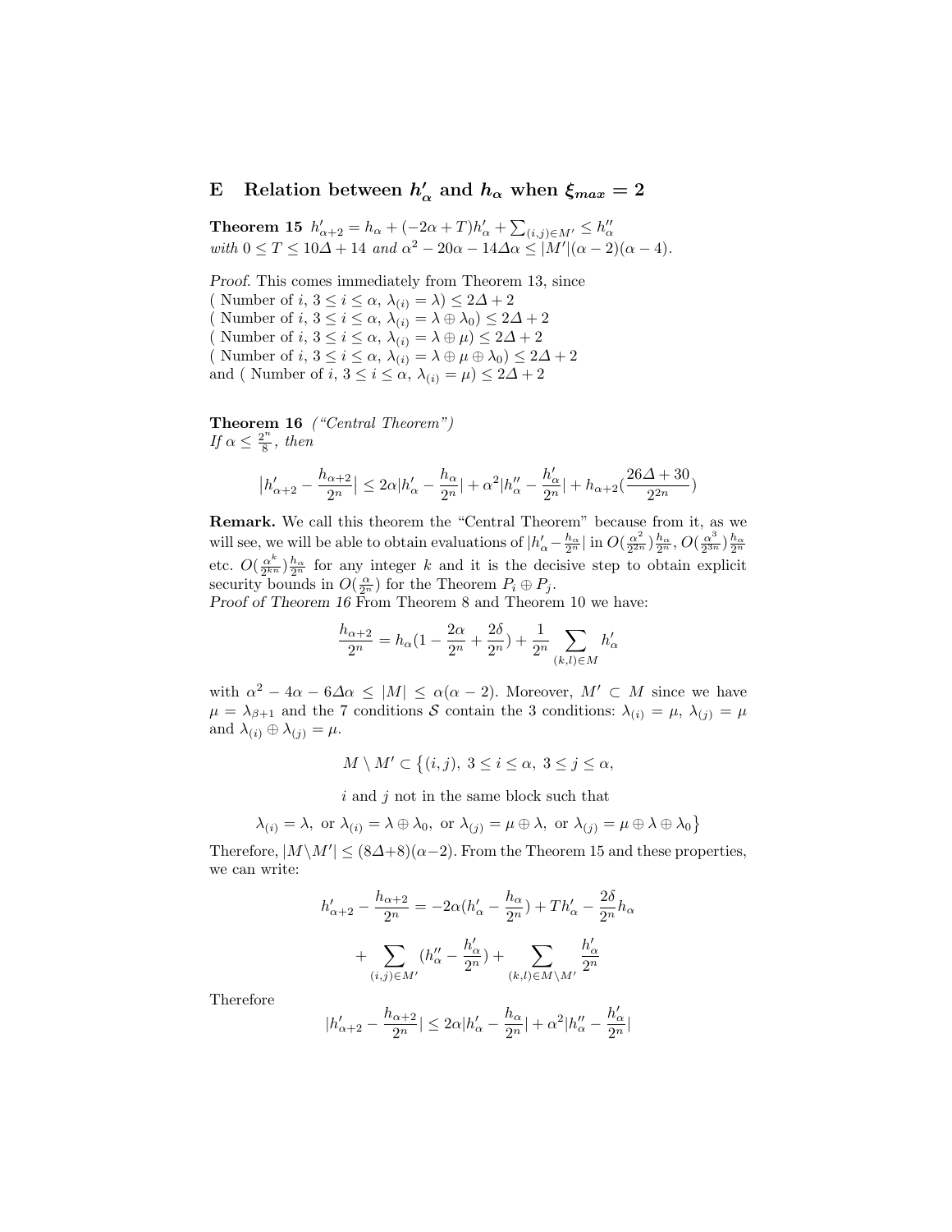## E Relation between $h'_\alpha$ and $h_\alpha$ when $\xi_{max} = 2$

**Theorem 15** $h'_{\alpha+2} = h_\alpha + (-2\alpha + T)h'_\alpha + \sum_{(i,j)\in M'} \leq h''_\alpha$
*with* $0 \leq T \leq 10\Delta + 14$ *and* $\alpha^2 - 20\alpha - 14\Delta\alpha \leq |M'|(\alpha-2)(\alpha-4)$.

*Proof.* This comes immediately from Theorem 13, since
( Number of $i$, $3 \leq i \leq \alpha$, $\lambda_{(i)} = \lambda) \leq 2\Delta + 2$
( Number of $i$, $3 \leq i \leq \alpha$, $\lambda_{(i)} = \lambda \oplus \lambda_0) \leq 2\Delta + 2$
( Number of $i$, $3 \leq i \leq \alpha$, $\lambda_{(i)} = \lambda \oplus \mu) \leq 2\Delta + 2$
( Number of $i$, $3 \leq i \leq \alpha$, $\lambda_{(i)} = \lambda \oplus \mu \oplus \lambda_0) \leq 2\Delta + 2$
and ( Number of $i$, $3 \leq i \leq \alpha$, $\lambda_{(i)} = \mu) \leq 2\Delta + 2$

**Theorem 16** *("Central Theorem")*
*If* $\alpha \leq \frac{2^n}{8}$, *then*

$$\left|h'_{\alpha+2} - \frac{h_{\alpha+2}}{2^n}\right| \leq 2\alpha|h'_\alpha - \frac{h_\alpha}{2^n}| + \alpha^2|h''_\alpha - \frac{h'_\alpha}{2^n}| + h_{\alpha+2}(\frac{26\Delta+30}{2^{2n}})$$

**Remark.** We call this theorem the "Central Theorem" because from it, as we will see, we will be able to obtain evaluations of $|h'_\alpha - \frac{h_\alpha}{2^n}|$ in $O(\frac{\alpha^2}{2^{2n}})\frac{h_\alpha}{2^n}$, $O(\frac{\alpha^3}{2^{3n}})\frac{h_\alpha}{2^n}$ etc. $O(\frac{\alpha^k}{2^{kn}})\frac{h_\alpha}{2^n}$ for any integer $k$ and it is the decisive step to obtain explicit security bounds in $O(\frac{\alpha}{2^n})$ for the Theorem $P_i \oplus P_j$.
*Proof of Theorem 16* From Theorem 8 and Theorem 10 we have:

$$\frac{h_{\alpha+2}}{2^n} = h_\alpha(1 - \frac{2\alpha}{2^n} + \frac{2\delta}{2^n}) + \frac{1}{2^n}\sum_{(k,l)\in M} h'_\alpha$$

with $\alpha^2 - 4\alpha - 6\Delta\alpha \leq |M| \leq \alpha(\alpha-2)$. Moreover, $M' \subset M$ since we have $\mu = \lambda_{\beta+1}$ and the 7 conditions $\mathcal{S}$ contain the 3 conditions: $\lambda_{(i)} = \mu$, $\lambda_{(j)} = \mu$ and $\lambda_{(i)} \oplus \lambda_{(j)} = \mu$.

$$M \setminus M' \subset \big\{(i,j),\ 3 \leq i \leq \alpha,\ 3 \leq j \leq \alpha,$$

$$i \text{ and } j \text{ not in the same block such that}$$

$$\lambda_{(i)} = \lambda,\ \text{or } \lambda_{(i)} = \lambda \oplus \lambda_0,\ \text{or } \lambda_{(j)} = \mu \oplus \lambda,\ \text{or } \lambda_{(j)} = \mu \oplus \lambda \oplus \lambda_0\big\}$$

Therefore, $|M \setminus M'| \leq (8\Delta+8)(\alpha-2)$. From the Theorem 15 and these properties, we can write:

$$h'_{\alpha+2} - \frac{h_{\alpha+2}}{2^n} = -2\alpha(h'_\alpha - \frac{h_\alpha}{2^n}) + Th'_\alpha - \frac{2\delta}{2^n}h_\alpha$$

$$+ \sum_{(i,j)\in M'}(h''_\alpha - \frac{h'_\alpha}{2^n}) + \sum_{(k,l)\in M\setminus M'}\frac{h'_\alpha}{2^n}$$

Therefore

$$|h'_{\alpha+2} - \frac{h_{\alpha+2}}{2^n}| \leq 2\alpha|h'_\alpha - \frac{h_\alpha}{2^n}| + \alpha^2|h''_\alpha - \frac{h'_\alpha}{2^n}|$$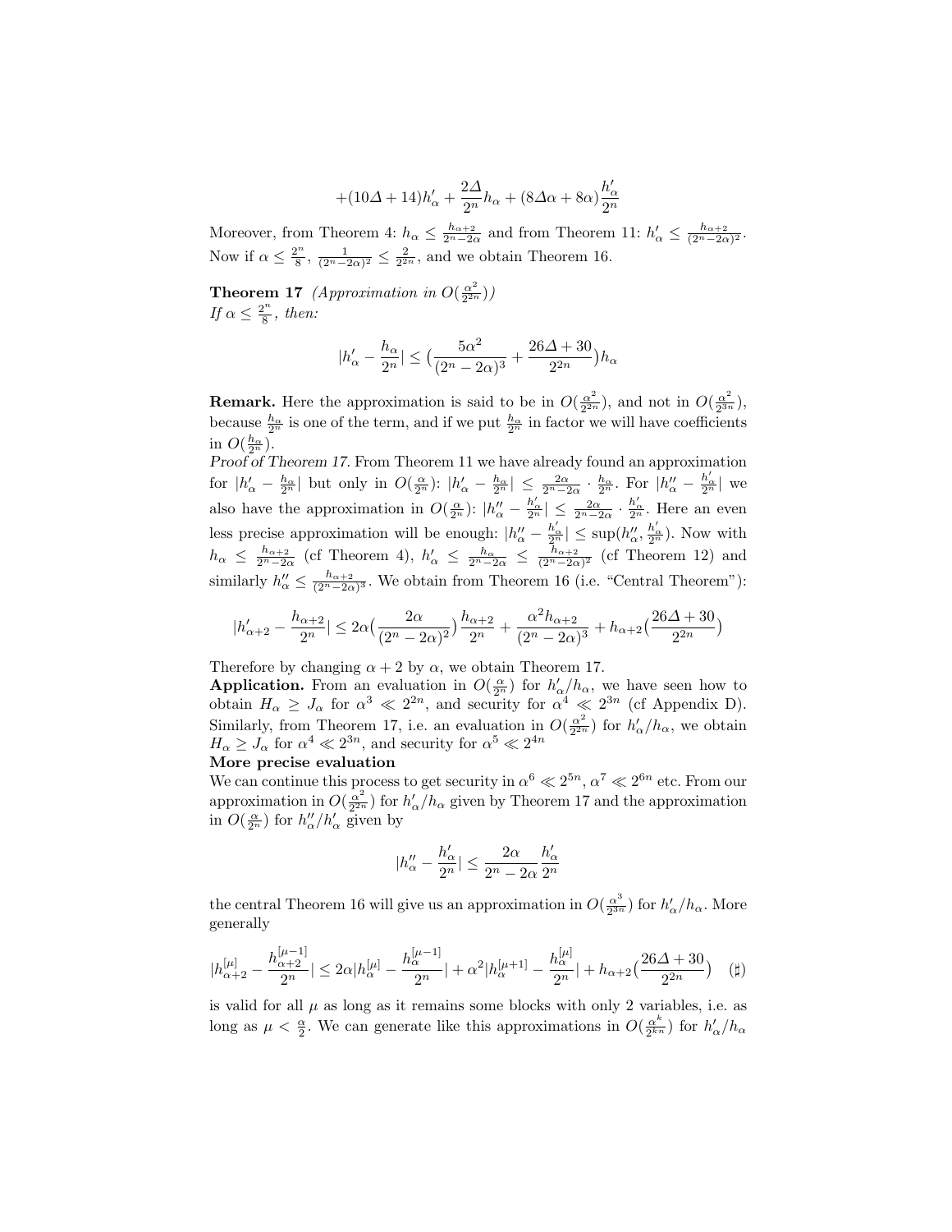$$+(10\Delta+14)h'_\alpha+\frac{2\Delta}{2^n}h_\alpha+(8\Delta\alpha+8\alpha)\frac{h'_\alpha}{2^n}$$

Moreover, from Theorem 4: $h_\alpha \leq \frac{h_{\alpha+2}}{2^n-2\alpha}$ and from Theorem 11: $h'_\alpha \leq \frac{h_{\alpha+2}}{(2^n-2\alpha)^2}$. Now if $\alpha \leq \frac{2^n}{8}$, $\frac{1}{(2^n-2\alpha)^2} \leq \frac{2}{2^{2n}}$, and we obtain Theorem 16.

**Theorem 17** *(Approximation in $O(\frac{\alpha^2}{2^{2n}})$)*
*If $\alpha \leq \frac{2^n}{8}$, then:*

$$|h'_\alpha-\frac{h_\alpha}{2^n}| \leq \big(\frac{5\alpha^2}{(2^n-2\alpha)^3}+\frac{26\Delta+30}{2^{2n}}\big)h_\alpha$$

**Remark.** Here the approximation is said to be in $O(\frac{\alpha^2}{2^{2n}})$, and not in $O(\frac{\alpha^2}{2^{3n}})$, because $\frac{h_\alpha}{2^n}$ is one of the term, and if we put $\frac{h_\alpha}{2^n}$ in factor we will have coefficients in $O(\frac{h_\alpha}{2^n})$.

*Proof of Theorem 17.* From Theorem 11 we have already found an approximation for $|h'_\alpha-\frac{h_\alpha}{2^n}|$ but only in $O(\frac{\alpha}{2^n})$: $|h'_\alpha-\frac{h_\alpha}{2^n}| \leq \frac{2\alpha}{2^n-2\alpha}\cdot\frac{h_\alpha}{2^n}$. For $|h''_\alpha-\frac{h'_\alpha}{2^n}|$ we also have the approximation in $O(\frac{\alpha}{2^n})$: $|h''_\alpha-\frac{h'_\alpha}{2^n}| \leq \frac{2\alpha}{2^n-2\alpha}\cdot\frac{h'_\alpha}{2^n}$. Here an even less precise approximation will be enough: $|h''_\alpha-\frac{h'_\alpha}{2^n}| \leq \sup(h''_\alpha, \frac{h'_\alpha}{2^n})$. Now with $h_\alpha \leq \frac{h_{\alpha+2}}{2^n-2\alpha}$ (cf Theorem 4), $h'_\alpha \leq \frac{h_\alpha}{2^n-2\alpha} \leq \frac{h_{\alpha+2}}{(2^n-2\alpha)^2}$ (cf Theorem 12) and similarly $h''_\alpha \leq \frac{h_{\alpha+2}}{(2^n-2\alpha)^3}$. We obtain from Theorem 16 (i.e. "Central Theorem"):

$$|h'_{\alpha+2}-\frac{h_{\alpha+2}}{2^n}| \leq 2\alpha\big(\frac{2\alpha}{(2^n-2\alpha)^2}\big)\frac{h_{\alpha+2}}{2^n}+\frac{\alpha^2h_{\alpha+2}}{(2^n-2\alpha)^3}+h_{\alpha+2}\big(\frac{26\Delta+30}{2^{2n}}\big)$$

Therefore by changing $\alpha+2$ by $\alpha$, we obtain Theorem 17.

**Application.** From an evaluation in $O(\frac{\alpha}{2^n})$ for $h'_\alpha/h_\alpha$, we have seen how to obtain $H_\alpha \geq J_\alpha$ for $\alpha^3 \ll 2^{2n}$, and security for $\alpha^4 \ll 2^{3n}$ (cf Appendix D). Similarly, from Theorem 17, i.e. an evaluation in $O(\frac{\alpha^2}{2^{2n}})$ for $h'_\alpha/h_\alpha$, we obtain $H_\alpha \geq J_\alpha$ for $\alpha^4 \ll 2^{3n}$, and security for $\alpha^5 \ll 2^{4n}$

**More precise evaluation**

We can continue this process to get security in $\alpha^6 \ll 2^{5n}$, $\alpha^7 \ll 2^{6n}$ etc. From our approximation in $O(\frac{\alpha^2}{2^{2n}})$ for $h'_\alpha/h_\alpha$ given by Theorem 17 and the approximation in $O(\frac{\alpha}{2^n})$ for $h''_\alpha/h'_\alpha$ given by

$$|h''_\alpha-\frac{h'_\alpha}{2^n}| \leq \frac{2\alpha}{2^n-2\alpha}\frac{h'_\alpha}{2^n}$$

the central Theorem 16 will give us an approximation in $O(\frac{\alpha^3}{2^{3n}})$ for $h'_\alpha/h_\alpha$. More generally

$$|h^{[\mu]}_{\alpha+2}-\frac{h^{[\mu-1]}_{\alpha+2}}{2^n}| \leq 2\alpha|h^{[\mu]}_\alpha-\frac{h^{[\mu-1]}_\alpha}{2^n}|+\alpha^2|h^{[\mu+1]}_\alpha-\frac{h^{[\mu]}_\alpha}{2^n}|+h_{\alpha+2}\big(\frac{26\Delta+30}{2^{2n}}\big) \quad (\sharp)$$

is valid for all $\mu$ as long as it remains some blocks with only 2 variables, i.e. as long as $\mu < \frac{\alpha}{2}$. We can generate like this approximations in $O(\frac{\alpha^k}{2^{kn}})$ for $h'_\alpha/h_\alpha$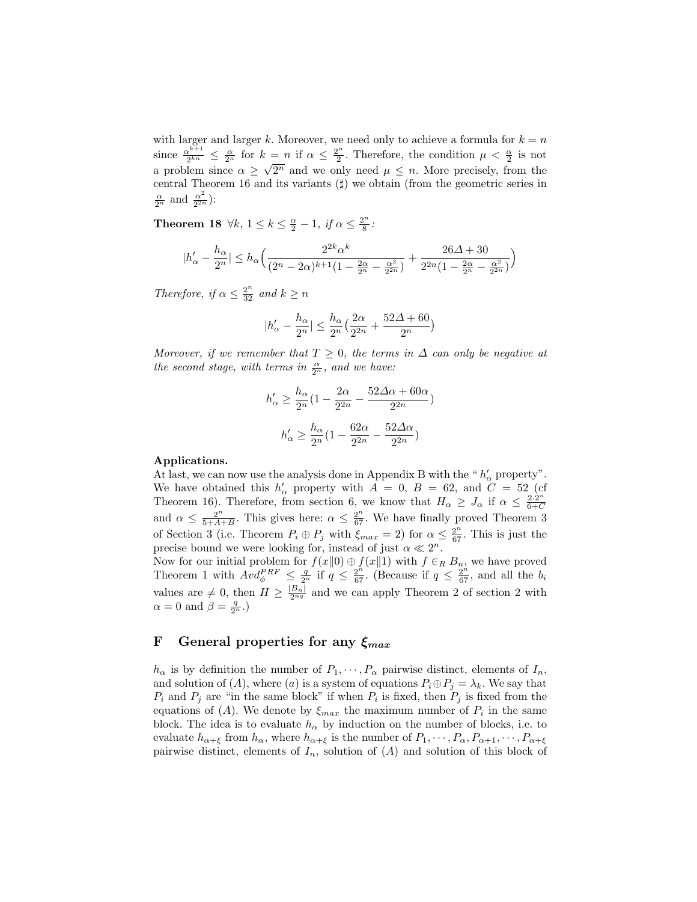with larger and larger $k$. Moreover, we need only to achieve a formula for $k = n$ since $\frac{\alpha^{k+1}}{2^{kn}} \leq \frac{\alpha}{2^n}$ for $k = n$ if $\alpha \leq \frac{2^n}{2}$. Therefore, the condition $\mu < \frac{\alpha}{2}$ is not a problem since $\alpha \geq \sqrt{2^n}$ and we only need $\mu \leq n$. More precisely, from the central Theorem 16 and its variants (♯) we obtain (from the geometric series in $\frac{\alpha}{2^n}$ and $\frac{\alpha^2}{2^{2n}}$):

**Theorem 18** *$\forall k$, $1 \leq k \leq \frac{\alpha}{2} - 1$, if $\alpha \leq \frac{2^n}{8}$:*

$$|h'_\alpha - \frac{h_\alpha}{2^n}| \leq h_\alpha \Big( \frac{2^{2k}\alpha^k}{(2^n - 2\alpha)^{k+1}(1 - \frac{2\alpha}{2^n} - \frac{\alpha^2}{2^{2n}})} + \frac{26\Delta + 30}{2^{2n}(1 - \frac{2\alpha}{2^n} - \frac{\alpha^2}{2^{2n}})} \Big)$$

*Therefore, if $\alpha \leq \frac{2^n}{32}$ and $k \geq n$*

$$|h'_\alpha - \frac{h_\alpha}{2^n}| \leq \frac{h_\alpha}{2^n} \big( \frac{2\alpha}{2^{2n}} + \frac{52\Delta + 60}{2^n} \big)$$

*Moreover, if we remember that $T \geq 0$, the terms in $\Delta$ can only be negative at the second stage, with terms in $\frac{\alpha}{2^n}$, and we have:*

$$h'_\alpha \geq \frac{h_\alpha}{2^n}(1 - \frac{2\alpha}{2^{2n}} - \frac{52\Delta\alpha + 60\alpha}{2^{2n}})$$

$$h'_\alpha \geq \frac{h_\alpha}{2^n}(1 - \frac{62\alpha}{2^{2n}} - \frac{52\Delta\alpha}{2^{2n}})$$

**Applications.**
At last, we can now use the analysis done in Appendix B with the "$h'_\alpha$ property". We have obtained this $h'_\alpha$ property with $A = 0$, $B = 62$, and $C = 52$ (cf Theorem 16). Therefore, from section 6, we know that $H_\alpha \geq J_\alpha$ if $\alpha \leq \frac{2 \cdot 2^n}{6+C}$ and $\alpha \leq \frac{2^n}{5+A+B}$. This gives here: $\alpha \leq \frac{2^n}{67}$. We have finally proved Theorem 3 of Section 3 (i.e. Theorem $P_i \oplus P_j$ with $\xi_{max} = 2$) for $\alpha \leq \frac{2^n}{67}$. This is just the precise bound we were looking for, instead of just $\alpha \ll 2^n$.
Now for our initial problem for $f(x\|0) \oplus f(x\|1)$ with $f \in_R B_n$, we have proved Theorem 1 with $Avd_\phi^{PRF} \leq \frac{q}{2^n}$ if $q \leq \frac{2^n}{67}$. (Because if $q \leq \frac{2^n}{67}$, and all the $b_i$ values are $\neq 0$, then $H \geq \frac{|B_n|}{2^{nq}}$ and we can apply Theorem 2 of section 2 with $\alpha = 0$ and $\beta = \frac{q}{2^n}$.)

## F General properties for any $\xi_{max}$

$h_\alpha$ is by definition the number of $P_1, \cdots, P_\alpha$ pairwise distinct, elements of $I_n$, and solution of $(A)$, where $(a)$ is a system of equations $P_i \oplus P_j = \lambda_k$. We say that $P_i$ and $P_j$ are "in the same block" if when $P_i$ is fixed, then $P_j$ is fixed from the equations of $(A)$. We denote by $\xi_{max}$ the maximum number of $P_i$ in the same block. The idea is to evaluate $h_\alpha$ by induction on the number of blocks, i.e. to evaluate $h_{\alpha+\xi}$ from $h_\alpha$, where $h_{\alpha+\xi}$ is the number of $P_1, \cdots, P_\alpha, P_{\alpha+1}, \cdots, P_{\alpha+\xi}$ pairwise distinct, elements of $I_n$, solution of $(A)$ and solution of this block of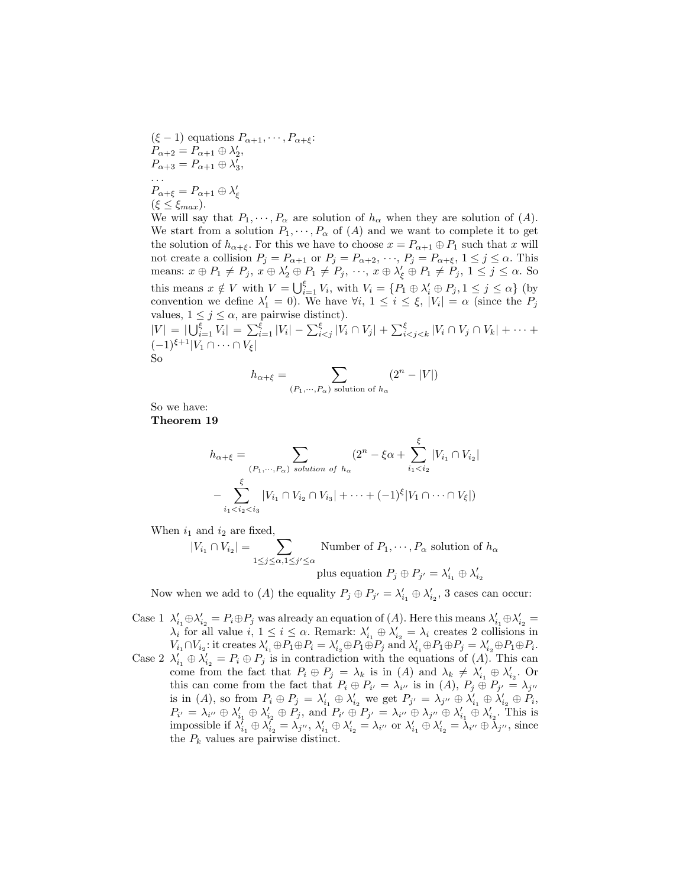$(\xi - 1)$ equations $P_{\alpha+1}, \cdots, P_{\alpha+\xi}$:
$P_{\alpha+2} = P_{\alpha+1} \oplus \lambda'_2$,
$P_{\alpha+3} = P_{\alpha+1} \oplus \lambda'_3$,
...
$P_{\alpha+\xi} = P_{\alpha+1} \oplus \lambda'_\xi$
$(\xi \leq \xi_{max})$.
We will say that $P_1, \cdots, P_\alpha$ are solution of $h_\alpha$ when they are solution of $(A)$. We start from a solution $P_1, \cdots, P_\alpha$ of $(A)$ and we want to complete it to get the solution of $h_{\alpha+\xi}$. For this we have to choose $x = P_{\alpha+1} \oplus P_1$ such that $x$ will not create a collision $P_j = P_{\alpha+1}$ or $P_j = P_{\alpha+2}, \cdots, P_j = P_{\alpha+\xi}$, $1 \leq j \leq \alpha$. This means: $x \oplus P_1 \neq P_j$, $x \oplus \lambda'_2 \oplus P_1 \neq P_j$, $\cdots$, $x \oplus \lambda'_\xi \oplus P_1 \neq P_j$, $1 \leq j \leq \alpha$. So this means $x \notin V$ with $V = \bigcup_{i=1}^{\xi} V_i$, with $V_i = \{P_1 \oplus \lambda'_i \oplus P_j, 1 \leq j \leq \alpha\}$ (by convention we define $\lambda'_1 = 0$). We have $\forall i$, $1 \leq i \leq \xi$, $|V_i| = \alpha$ (since the $P_j$ values, $1 \leq j \leq \alpha$, are pairwise distinct).
$|V| = |\bigcup_{i=1}^{\xi} V_i| = \sum_{i=1}^{\xi} |V_i| - \sum_{i<j}^{\xi} |V_i \cap V_j| + \sum_{i<j<k}^{\xi} |V_i \cap V_j \cap V_k| + \cdots + (-1)^{\xi+1}|V_1 \cap \cdots \cap V_\xi|$
So

$$h_{\alpha+\xi} = \sum_{(P_1,\cdots,P_\alpha) \text{ solution of } h_\alpha} (2^n - |V|)$$

So we have:
**Theorem 19**

$$h_{\alpha+\xi} = \sum_{(P_1,\cdots,P_\alpha) \text{ solution of } h_\alpha} (2^n - \xi\alpha + \sum_{i_1<i_2}^{\xi} |V_{i_1} \cap V_{i_2}|$$

$$- \sum_{i_1<i_2<i_3}^{\xi} |V_{i_1} \cap V_{i_2} \cap V_{i_3}| + \cdots + (-1)^\xi |V_1 \cap \cdots \cap V_\xi|)$$

When $i_1$ and $i_2$ are fixed,

$$|V_{i_1} \cap V_{i_2}| = \sum_{1 \leq j \leq \alpha, 1 \leq j' \leq \alpha} \text{Number of } P_1, \cdots, P_\alpha \text{ solution of } h_\alpha \text{ plus equation } P_j \oplus P_{j'} = \lambda'_{i_1} \oplus \lambda'_{i_2}$$

Now when we add to $(A)$ the equality $P_j \oplus P_{j'} = \lambda'_{i_1} \oplus \lambda'_{i_2}$, 3 cases can occur:

Case 1 $\lambda'_{i_1} \oplus \lambda'_{i_2} = P_i \oplus P_j$ was already an equation of $(A)$. Here this means $\lambda'_{i_1} \oplus \lambda'_{i_2} = \lambda_i$ for all value $i$, $1 \leq i \leq \alpha$. Remark: $\lambda'_{i_1} \oplus \lambda'_{i_2} = \lambda_i$ creates 2 collisions in $V_{i_1} \cap V_{i_2}$: it creates $\lambda'_{i_1} \oplus P_1 \oplus P_i = \lambda'_{i_2} \oplus P_1 \oplus P_j$ and $\lambda'_{i_1} \oplus P_1 \oplus P_j = \lambda'_{i_2} \oplus P_1 \oplus P_i$.

Case 2 $\lambda'_{i_1} \oplus \lambda'_{i_2} = P_i \oplus P_j$ is in contradiction with the equations of $(A)$. This can come from the fact that $P_i \oplus P_j = \lambda_k$ is in $(A)$ and $\lambda_k \neq \lambda'_{i_1} \oplus \lambda'_{i_2}$. Or this can come from the fact that $P_i \oplus P_{i'} = \lambda_{i''}$ is in $(A)$, $P_j \oplus P_{j'} = \lambda_{j''}$ is in $(A)$, so from $P_i \oplus P_j = \lambda'_{i_1} \oplus \lambda'_{i_2}$ we get $P_{j'} = \lambda_{j''} \oplus \lambda'_{i_1} \oplus \lambda'_{i_2} \oplus P_i$, $P_{i'} = \lambda_{i''} \oplus \lambda'_{i_1} \oplus \lambda'_{i_2} \oplus P_j$, and $P_{i'} \oplus P_{j'} = \lambda_{i''} \oplus \lambda_{j''} \oplus \lambda'_{i_1} \oplus \lambda'_{i_2}$. This is impossible if $\lambda'_{i_1} \oplus \lambda'_{i_2} = \lambda_{j''}$, $\lambda'_{i_1} \oplus \lambda'_{i_2} = \lambda_{i''}$ or $\lambda'_{i_1} \oplus \lambda'_{i_2} = \lambda_{i''} \oplus \lambda_{j''}$, since the $P_k$ values are pairwise distinct.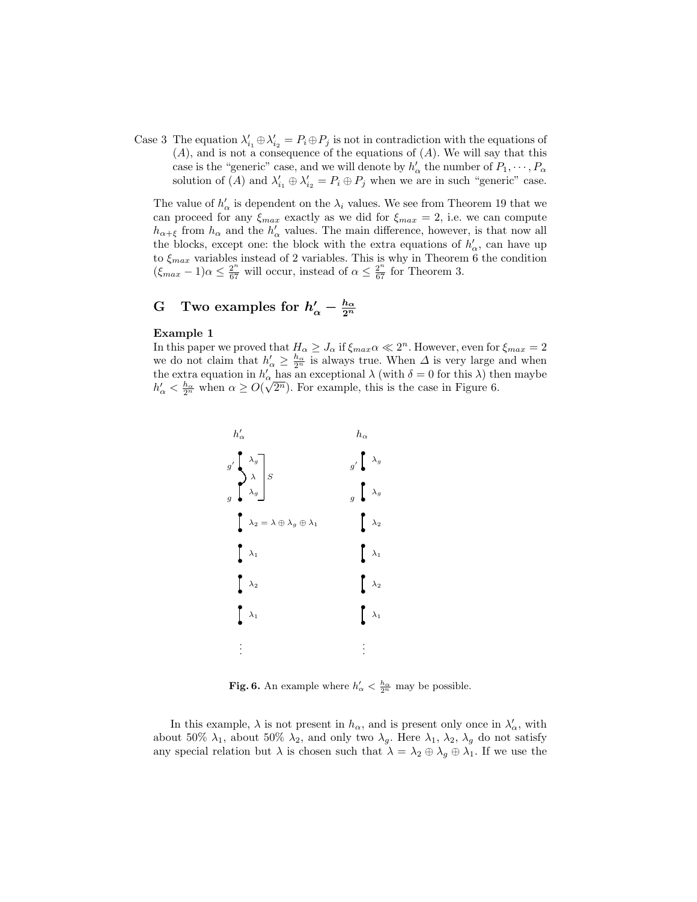Case 3 The equation $\lambda'_{i_1} \oplus \lambda'_{i_2} = P_i \oplus P_j$ is not in contradiction with the equations of $(A)$, and is not a consequence of the equations of $(A)$. We will say that this case is the "generic" case, and we will denote by $h'_\alpha$ the number of $P_1, \cdots, P_\alpha$ solution of $(A)$ and $\lambda'_{i_1} \oplus \lambda'_{i_2} = P_i \oplus P_j$ when we are in such "generic" case.

The value of $h'_\alpha$ is dependent on the $\lambda_i$ values. We see from Theorem 19 that we can proceed for any $\xi_{max}$ exactly as we did for $\xi_{max} = 2$, i.e. we can compute $h_{\alpha+\xi}$ from $h_\alpha$ and the $h'_\alpha$ values. The main difference, however, is that now all the blocks, except one: the block with the extra equations of $h'_\alpha$, can have up to $\xi_{max}$ variables instead of 2 variables. This is why in Theorem 6 the condition $(\xi_{max} - 1)\alpha \leq \frac{2^n}{67}$ will occur, instead of $\alpha \leq \frac{2^n}{67}$ for Theorem 3.

## G Two examples for $h'_\alpha - \frac{h_\alpha}{2^n}$

**Example 1**

In this paper we proved that $H_\alpha \geq J_\alpha$ if $\xi_{max}\alpha \ll 2^n$. However, even for $\xi_{max} = 2$ we do not claim that $h'_\alpha \geq \frac{h_\alpha}{2^n}$ is always true. When $\Delta$ is very large and when the extra equation in $h'_\alpha$ has an exceptional $\lambda$ (with $\delta = 0$ for this $\lambda$) then maybe $h'_\alpha < \frac{h_\alpha}{2^n}$ when $\alpha \geq O(\sqrt{2^n})$. For example, this is the case in Figure 6.

**Fig. 6.** An example where $h'_\alpha < \frac{h_\alpha}{2^n}$ may be possible.

In this example, $\lambda$ is not present in $h_\alpha$, and is present only once in $\lambda'_\alpha$, with about 50% $\lambda_1$, about 50% $\lambda_2$, and only two $\lambda_g$. Here $\lambda_1$, $\lambda_2$, $\lambda_g$ do not satisfy any special relation but $\lambda$ is chosen such that $\lambda = \lambda_2 \oplus \lambda_g \oplus \lambda_1$. If we use the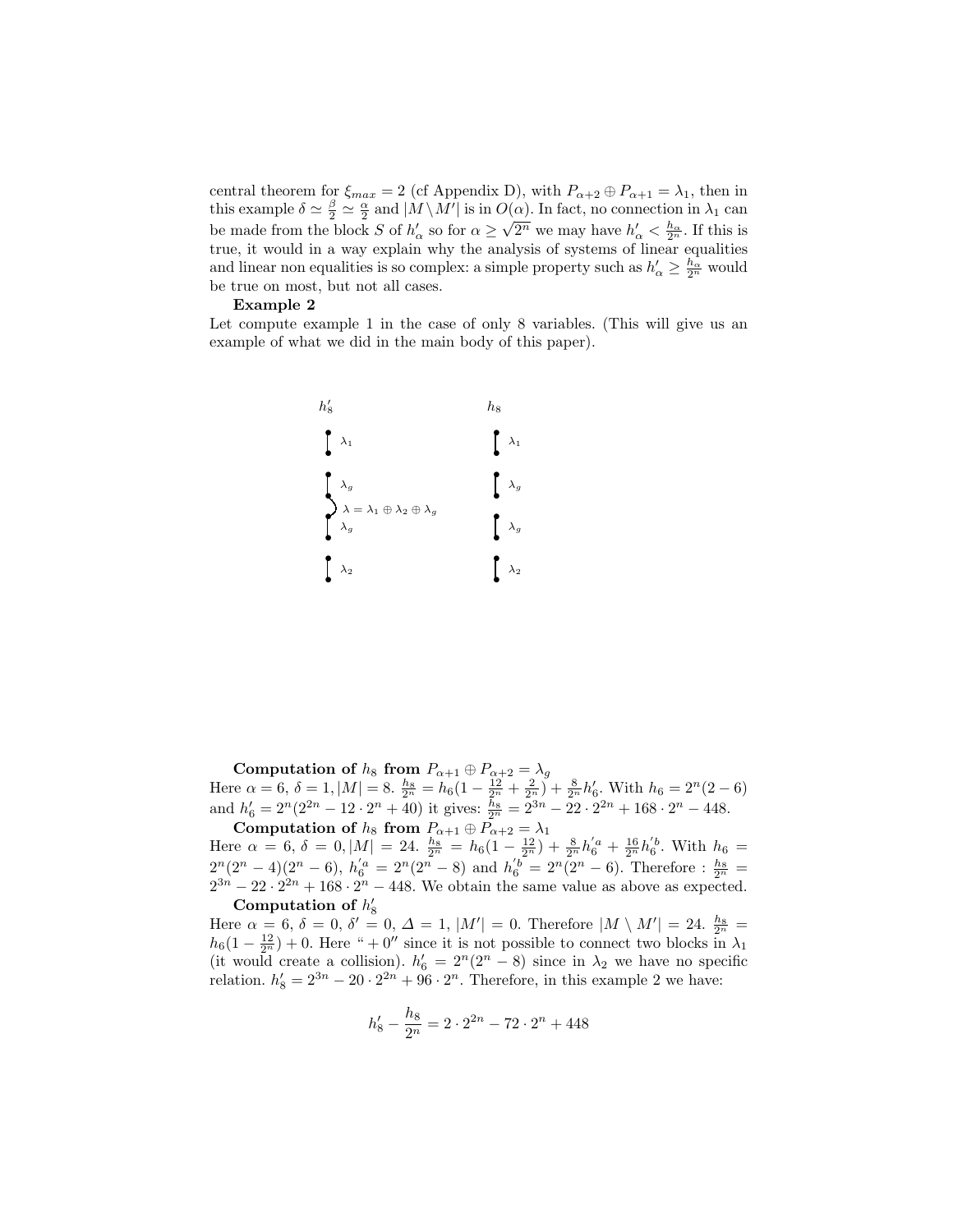central theorem for $\xi_{max} = 2$ (cf Appendix D), with $P_{\alpha+2} \oplus P_{\alpha+1} = \lambda_1$, then in this example $\delta \simeq \frac{\beta}{2} \simeq \frac{\alpha}{2}$ and $|M \setminus M'|$ is in $O(\alpha)$. In fact, no connection in $\lambda_1$ can be made from the block $S$ of $h'_\alpha$ so for $\alpha \geq \sqrt{2^n}$ we may have $h'_\alpha < \frac{h_\alpha}{2^n}$. If this is true, it would in a way explain why the analysis of systems of linear equalities and linear non equalities is so complex: a simple property such as $h'_\alpha \geq \frac{h_\alpha}{2^n}$ would be true on most, but not all cases.

**Example 2**

Let compute example 1 in the case of only 8 variables. (This will give us an example of what we did in the main body of this paper).

$h'_8$: $\lambda_1$, $\lambda_g$, $\lambda_g$ (connected: $\lambda = \lambda_1 \oplus \lambda_2 \oplus \lambda_g$), $\lambda_2$

$h_8$: $\lambda_1$, $\lambda_g$, $\lambda_g$, $\lambda_2$

**Computation of $h_8$ from $P_{\alpha+1} \oplus P_{\alpha+2} = \lambda_g$**

Here $\alpha = 6$, $\delta = 1, |M| = 8$. $\frac{h_8}{2^n} = h_6(1 - \frac{12}{2^n} + \frac{2}{2^n}) + \frac{8}{2^n}h'_6$. With $h_6 = 2^n(2-6)$ and $h'_6 = 2^n(2^{2n} - 12 \cdot 2^n + 40)$ it gives: $\frac{h_8}{2^n} = 2^{3n} - 22 \cdot 2^{2n} + 168 \cdot 2^n - 448$.

**Computation of $h_8$ from $P_{\alpha+1} \oplus P_{\alpha+2} = \lambda_1$**

Here $\alpha = 6$, $\delta = 0, |M| = 24$. $\frac{h_8}{2^n} = h_6(1 - \frac{12}{2^n}) + \frac{8}{2^n}h'^a_6 + \frac{16}{2^n}h'^b_6$. With $h_6 = 2^n(2^n-4)(2^n-6)$, $h'^a_6 = 2^n(2^n - 8)$ and $h'^b_6 = 2^n(2^n - 6)$. Therefore : $\frac{h_8}{2^n} = 2^{3n} - 22 \cdot 2^{2n} + 168 \cdot 2^n - 448$. We obtain the same value as above as expected.

**Computation of $h'_8$**

Here $\alpha = 6$, $\delta = 0$, $\delta' = 0$, $\Delta = 1$, $|M'| = 0$. Therefore $|M \setminus M'| = 24$. $\frac{h_8}{2^n} = h_6(1 - \frac{12}{2^n}) + 0$. Here "$+0$" since it is not possible to connect two blocks in $\lambda_1$ (it would create a collision). $h'_6 = 2^n(2^n - 8)$ since in $\lambda_2$ we have no specific relation. $h'_8 = 2^{3n} - 20 \cdot 2^{2n} + 96 \cdot 2^n$. Therefore, in this example 2 we have:

$$h'_8 - \frac{h_8}{2^n} = 2 \cdot 2^{2n} - 72 \cdot 2^n + 448$$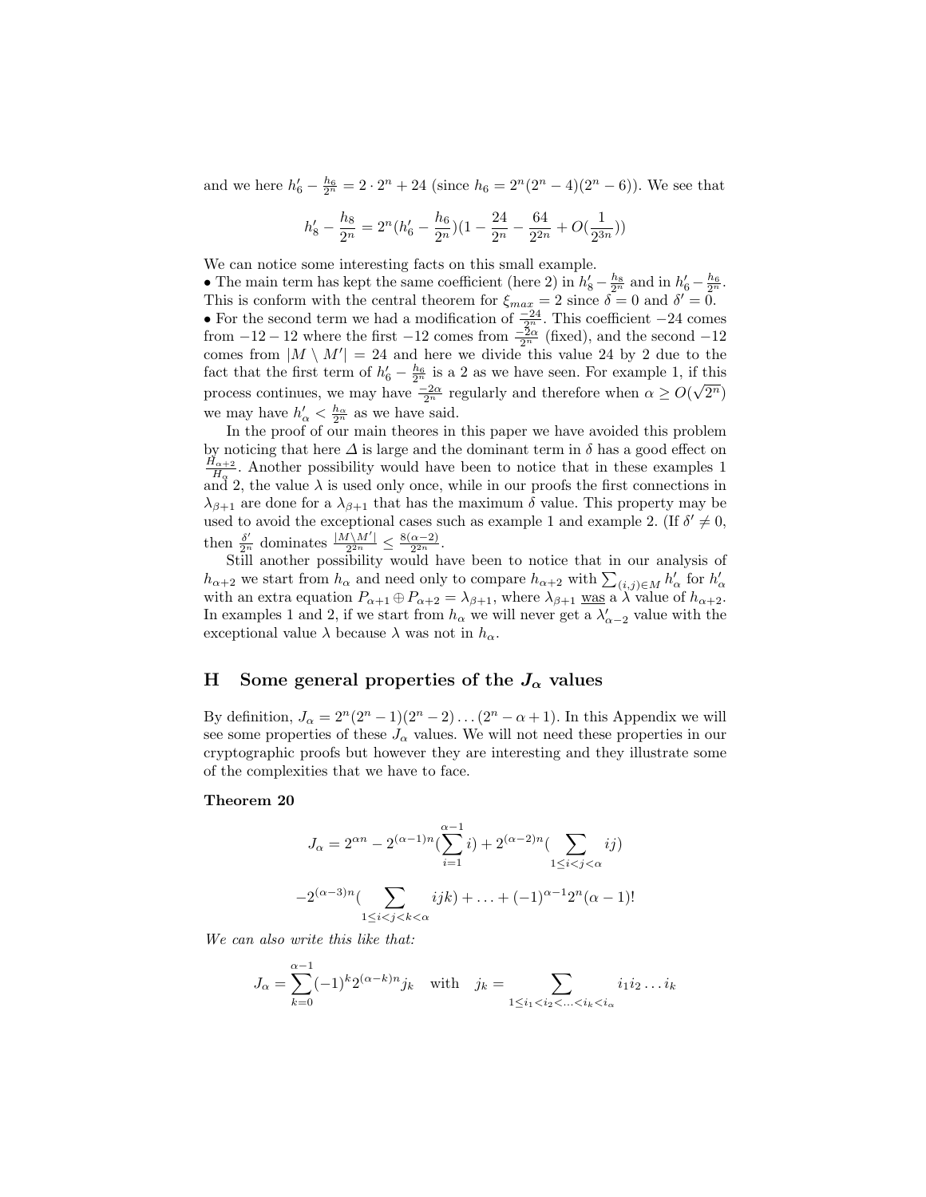and we here $h'_6 - \frac{h_6}{2^n} = 2 \cdot 2^n + 24$ (since $h_6 = 2^n(2^n-4)(2^n-6)$). We see that

$$h'_8 - \frac{h_8}{2^n} = 2^n(h'_6 - \frac{h_6}{2^n})(1 - \frac{24}{2^n} - \frac{64}{2^{2n}} + O(\frac{1}{2^{3n}}))$$

We can notice some interesting facts on this small example.

• The main term has kept the same coefficient (here 2) in $h'_8 - \frac{h_8}{2^n}$ and in $h'_6 - \frac{h_6}{2^n}$. This is conform with the central theorem for $\xi_{max} = 2$ since $\delta = 0$ and $\delta' = 0$.

• For the second term we had a modification of $\frac{-24}{2^n}$. This coefficient $-24$ comes from $-12-12$ where the first $-12$ comes from $\frac{-2\alpha}{2^n}$ (fixed), and the second $-12$ comes from $|M \setminus M'| = 24$ and here we divide this value 24 by 2 due to the fact that the first term of $h'_6 - \frac{h_6}{2^n}$ is a 2 as we have seen. For example 1, if this process continues, we may have $\frac{-2\alpha}{2^n}$ regularly and therefore when $\alpha \geq O(\sqrt{2^n})$ we may have $h'_\alpha < \frac{h_\alpha}{2^n}$ as we have said.

In the proof of our main theores in this paper we have avoided this problem by noticing that here $\Delta$ is large and the dominant term in $\delta$ has a good effect on $\frac{H_{\alpha+2}}{H_\alpha}$. Another possibility would have been to notice that in these examples 1 and 2, the value $\lambda$ is used only once, while in our proofs the first connections in $\lambda_{\beta+1}$ are done for a $\lambda_{\beta+1}$ that has the maximum $\delta$ value. This property may be used to avoid the exceptional cases such as example 1 and example 2. (If $\delta' \neq 0$, then $\frac{\delta'}{2^n}$ dominates $\frac{|M \setminus M'|}{2^{2n}} \leq \frac{8(\alpha-2)}{2^{2n}}$.

Still another possibility would have been to notice that in our analysis of $h_{\alpha+2}$ we start from $h_\alpha$ and need only to compare $h_{\alpha+2}$ with $\sum_{(i,j)\in M} h'_\alpha$ for $h'_\alpha$ with an extra equation $P_{\alpha+1} \oplus P_{\alpha+2} = \lambda_{\beta+1}$, where $\lambda_{\beta+1}$ <u>was</u> a $\lambda$ value of $h_{\alpha+2}$. In examples 1 and 2, if we start from $h_\alpha$ we will never get a $\lambda'_{\alpha-2}$ value with the exceptional value $\lambda$ because $\lambda$ was not in $h_\alpha$.

## H Some general properties of the $J_\alpha$ values

By definition, $J_\alpha = 2^n(2^n-1)(2^n-2)\ldots(2^n-\alpha+1)$. In this Appendix we will see some properties of these $J_\alpha$ values. We will not need these properties in our cryptographic proofs but however they are interesting and they illustrate some of the complexities that we have to face.

**Theorem 20**

$$J_\alpha = 2^{\alpha n} - 2^{(\alpha-1)n}(\sum_{i=1}^{\alpha-1} i) + 2^{(\alpha-2)n}(\sum_{1\leq i<j<\alpha} ij)$$

$$-2^{(\alpha-3)n}(\sum_{1\leq i<j<k<\alpha} ijk) + \ldots + (-1)^{\alpha-1}2^n(\alpha-1)!$$

*We can also write this like that:*

$$J_\alpha = \sum_{k=0}^{\alpha-1}(-1)^k 2^{(\alpha-k)n} j_k \quad \text{with} \quad j_k = \sum_{1\leq i_1<i_2<\ldots<i_k<i_\alpha} i_1 i_2 \ldots i_k$$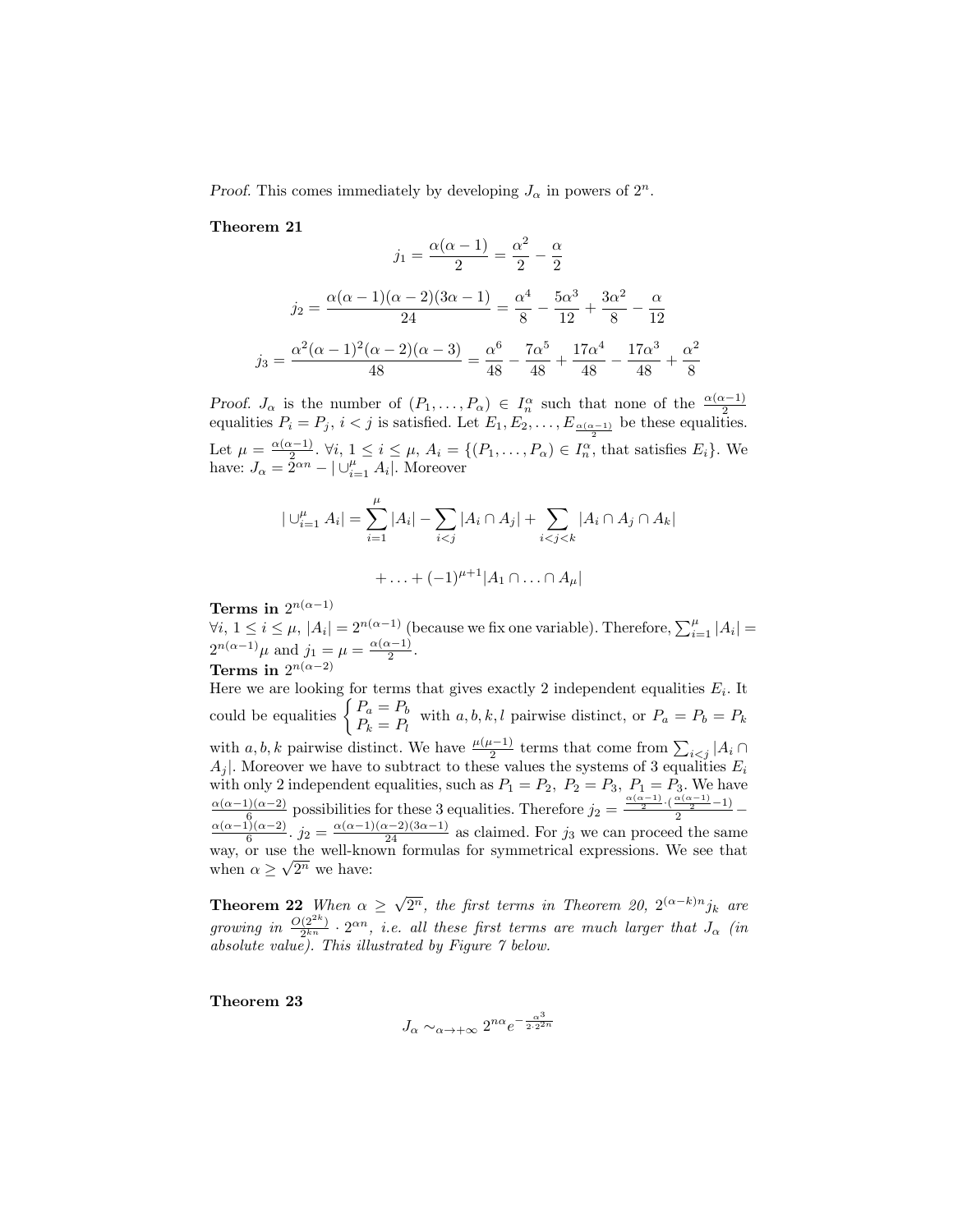*Proof.* This comes immediately by developing $J_\alpha$ in powers of $2^n$.

**Theorem 21**

$$j_1 = \frac{\alpha(\alpha-1)}{2} = \frac{\alpha^2}{2} - \frac{\alpha}{2}$$

$$j_2 = \frac{\alpha(\alpha-1)(\alpha-2)(3\alpha-1)}{24} = \frac{\alpha^4}{8} - \frac{5\alpha^3}{12} + \frac{3\alpha^2}{8} - \frac{\alpha}{12}$$

$$j_3 = \frac{\alpha^2(\alpha-1)^2(\alpha-2)(\alpha-3)}{48} = \frac{\alpha^6}{48} - \frac{7\alpha^5}{48} + \frac{17\alpha^4}{48} - \frac{17\alpha^3}{48} + \frac{\alpha^2}{8}$$

*Proof.* $J_\alpha$ is the number of $(P_1, \ldots, P_\alpha) \in I_n^\alpha$ such that none of the $\frac{\alpha(\alpha-1)}{2}$ equalities $P_i = P_j$, $i < j$ is satisfied. Let $E_1, E_2, \ldots, E_{\frac{\alpha(\alpha-1)}{2}}$ be these equalities. Let $\mu = \frac{\alpha(\alpha-1)}{2}$. $\forall i$, $1 \leq i \leq \mu$, $A_i = \{(P_1, \ldots, P_\alpha) \in I_n^\alpha$, that satisfies $E_i\}$. We have: $J_\alpha = 2^{\alpha n} - |\cup_{i=1}^{\mu} A_i|$. Moreover

$$|\cup_{i=1}^{\mu} A_i| = \sum_{i=1}^{\mu} |A_i| - \sum_{i<j} |A_i \cap A_j| + \sum_{i<j<k} |A_i \cap A_j \cap A_k|$$

$$+ \ldots + (-1)^{\mu+1} |A_1 \cap \ldots \cap A_\mu|$$

**Terms in $2^{n(\alpha-1)}$**

$\forall i$, $1 \leq i \leq \mu$, $|A_i| = 2^{n(\alpha-1)}$ (because we fix one variable). Therefore, $\sum_{i=1}^{\mu} |A_i| = 2^{n(\alpha-1)}\mu$ and $j_1 = \mu = \frac{\alpha(\alpha-1)}{2}$.

**Terms in $2^{n(\alpha-2)}$**

Here we are looking for terms that gives exactly 2 independent equalities $E_i$. It could be equalities $\begin{cases} P_a = P_b \\ P_k = P_l \end{cases}$ with $a, b, k, l$ pairwise distinct, or $P_a = P_b = P_k$ with $a, b, k$ pairwise distinct. We have $\frac{\mu(\mu-1)}{2}$ terms that come from $\sum_{i<j} |A_i \cap A_j|$. Moreover we have to subtract to these values the systems of 3 equalities $E_i$ with only 2 independent equalities, such as $P_1 = P_2$, $P_2 = P_3$, $P_1 = P_3$. We have $\frac{\alpha(\alpha-1)(\alpha-2)}{6}$ possibilities for these 3 equalities. Therefore $j_2 = \frac{\frac{\alpha(\alpha-1)}{2} \cdot (\frac{\alpha(\alpha-1)}{2} - 1)}{2} - \frac{\alpha(\alpha-1)(\alpha-2)}{6}$. $j_2 = \frac{\alpha(\alpha-1)(\alpha-2)(3\alpha-1)}{24}$ as claimed. For $j_3$ we can proceed the same way, or use the well-known formulas for symmetrical expressions. We see that when $\alpha \geq \sqrt{2^n}$ we have:

**Theorem 22** *When $\alpha \geq \sqrt{2^n}$, the first terms in Theorem 20, $2^{(\alpha-k)n} j_k$ are growing in $\frac{O(2^{2k})}{2^{kn}} \cdot 2^{\alpha n}$, i.e. all these first terms are much larger that $J_\alpha$ (in absolute value). This illustrated by Figure 7 below.*

**Theorem 23**

$$J_\alpha \sim_{\alpha \to +\infty} 2^{n\alpha} e^{-\frac{\alpha^3}{2 \cdot 2^{2n}}}$$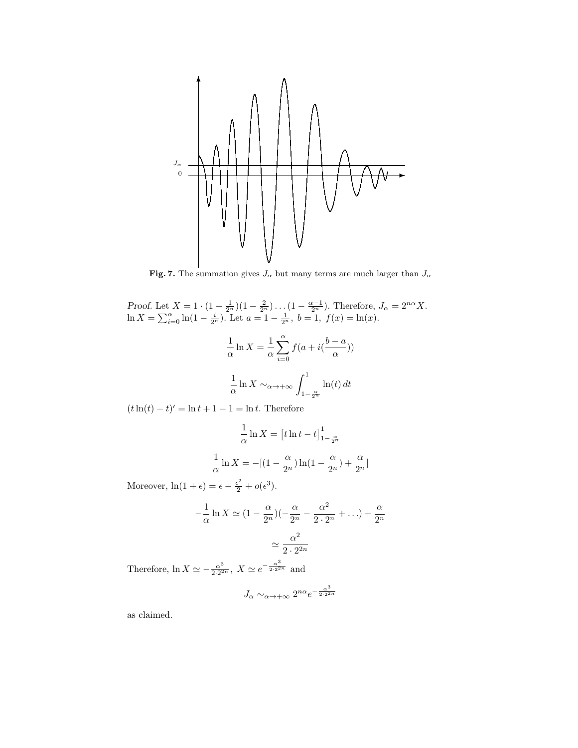$J_\alpha$

0

**Fig. 7.** The summation gives $J_\alpha$ but many terms are much larger than $J_\alpha$

*Proof.* Let $X = 1 \cdot (1 - \frac{1}{2^n})(1 - \frac{2}{2^n}) \ldots (1 - \frac{\alpha - 1}{2^n})$. Therefore, $J_\alpha = 2^{n\alpha} X$. $\ln X = \sum_{i=0}^{\alpha} \ln(1 - \frac{i}{2^n})$. Let $a = 1 - \frac{1}{2^n},\ b = 1,\ f(x) = \ln(x)$.

$$\frac{1}{\alpha} \ln X = \frac{1}{\alpha} \sum_{i=0}^{\alpha} f(a + i(\frac{b-a}{\alpha}))$$

$$\frac{1}{\alpha} \ln X \sim_{\alpha \to +\infty} \int_{1-\frac{\alpha}{2^n}}^{1} \ln(t)\, dt$$

$(t \ln(t) - t)' = \ln t + 1 - 1 = \ln t$. Therefore

$$\frac{1}{\alpha} \ln X = \left[ t \ln t - t \right]_{1-\frac{\alpha}{2^n}}^{1}$$

$$\frac{1}{\alpha} \ln X = -[(1 - \frac{\alpha}{2^n}) \ln(1 - \frac{\alpha}{2^n}) + \frac{\alpha}{2^n}]$$

Moreover, $\ln(1 + \epsilon) = \epsilon - \frac{\epsilon^2}{2} + o(\epsilon^3)$.

$$-\frac{1}{\alpha} \ln X \simeq (1 - \frac{\alpha}{2^n})(-\frac{\alpha}{2^n} - \frac{\alpha^2}{2 \cdot 2^n} + \ldots) + \frac{\alpha}{2^n}$$

$$\simeq \frac{\alpha^2}{2 \cdot 2^{2n}}$$

Therefore, $\ln X \simeq -\frac{\alpha^3}{2 \cdot 2^{2n}},\ X \simeq e^{-\frac{\alpha^3}{2 \cdot 2^{2n}}}$ and

$$J_\alpha \sim_{\alpha \to +\infty} 2^{n\alpha} e^{-\frac{\alpha^3}{2 \cdot 2^{2n}}}$$

as claimed.